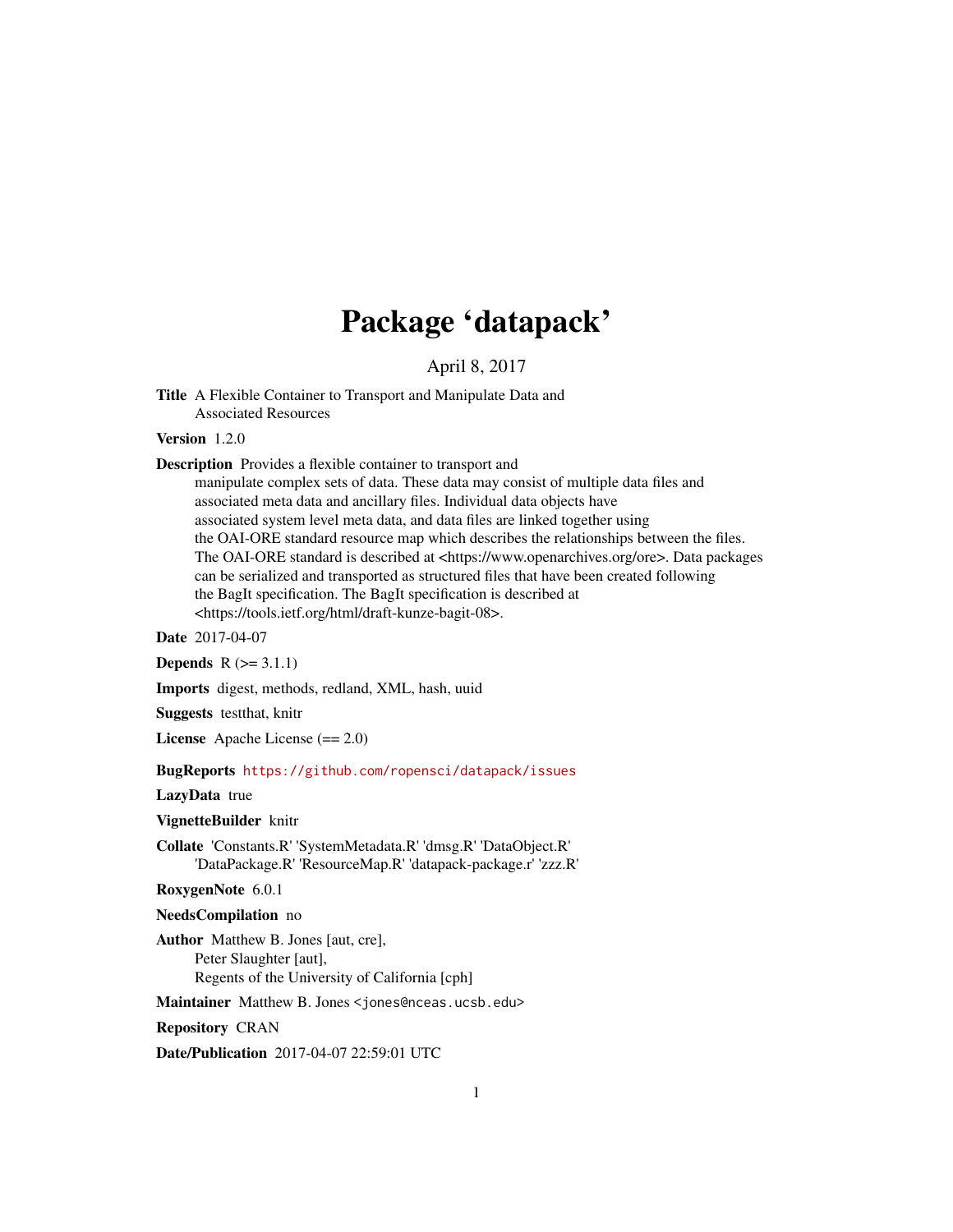# Package 'datapack'

April 8, 2017

**Title** A Flexible Container to Transport and Manipulate Data and Associated Resources

**Version** 1.2.0

**Description** Provides a flexible container to transport and manipulate complex sets of data. These data may consist of multiple data files and associated meta data and ancillary files. Individual data objects have associated system level meta data, and data files are linked together using the OAI-ORE standard resource map which describes the relationships between the files. The OAI-ORE standard is described at <https://www.openarchives.org/ore>. Data packages can be serialized and transported as structured files that have been created following the BagIt specification. The BagIt specification is described at <https://tools.ietf.org/html/draft-kunze-bagit-08>.

**Date** 2017-04-07

**Depends** R (>= 3.1.1)

**Imports** digest, methods, redland, XML, hash, uuid

**Suggests** testthat, knitr

**License** Apache License (== 2.0)

**BugReports** https://github.com/ropensci/datapack/issues

**LazyData** true

**VignetteBuilder** knitr

**Collate** 'Constants.R' 'SystemMetadata.R' 'dmsg.R' 'DataObject.R' 'DataPackage.R' 'ResourceMap.R' 'datapack-package.r' 'zzz.R'

**RoxygenNote** 6.0.1

**NeedsCompilation** no

**Author** Matthew B. Jones [aut, cre], Peter Slaughter [aut], Regents of the University of California [cph]

**Maintainer** Matthew B. Jones <jones@nceas.ucsb.edu>

**Repository** CRAN

**Date/Publication** 2017-04-07 22:59:01 UTC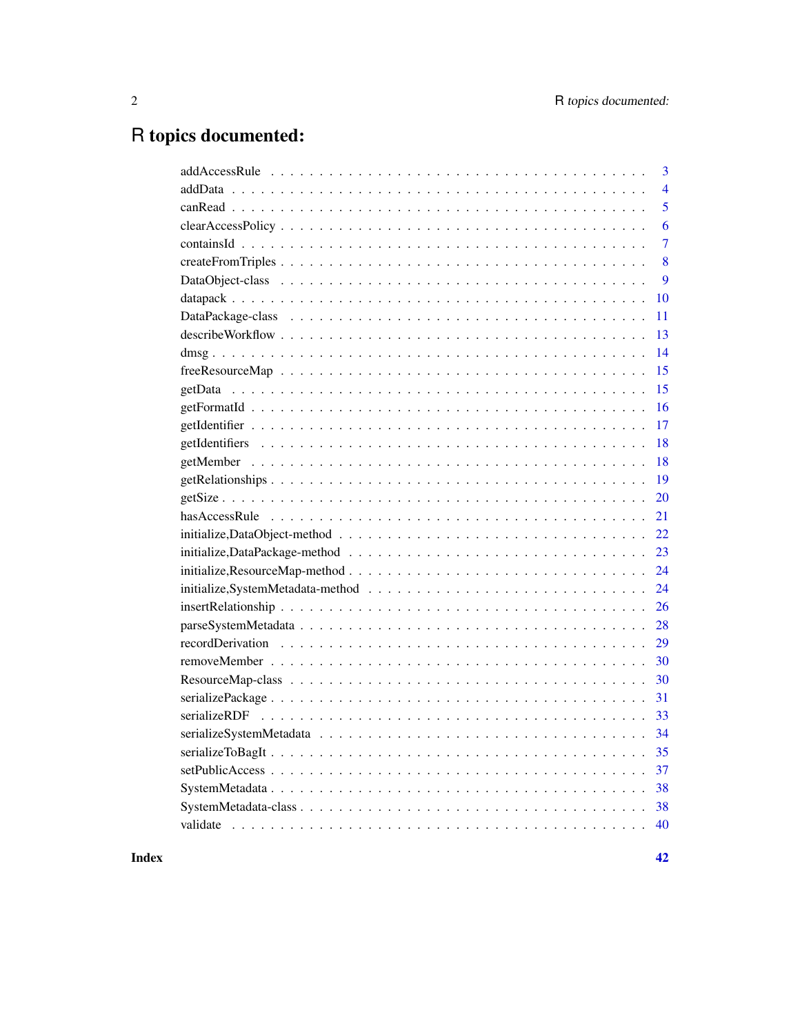# R topics documented:

| | |
|---|---|
| addAccessRule | 3 |
| addData | 4 |
| canRead | 5 |
| clearAccessPolicy | 6 |
| containsId | 7 |
| createFromTriples | 8 |
| DataObject-class | 9 |
| datapack | 10 |
| DataPackage-class | 11 |
| describeWorkflow | 13 |
| dmsg | 14 |
| freeResourceMap | 15 |
| getData | 15 |
| getFormatId | 16 |
| getIdentifier | 17 |
| getIdentifiers | 18 |
| getMember | 18 |
| getRelationships | 19 |
| getSize | 20 |
| hasAccessRule | 21 |
| initialize,DataObject-method | 22 |
| initialize,DataPackage-method | 23 |
| initialize,ResourceMap-method | 24 |
| initialize,SystemMetadata-method | 24 |
| insertRelationship | 26 |
| parseSystemMetadata | 28 |
| recordDerivation | 29 |
| removeMember | 30 |
| ResourceMap-class | 30 |
| serializePackage | 31 |
| serializeRDF | 33 |
| serializeSystemMetadata | 34 |
| serializeToBagIt | 35 |
| setPublicAccess | 37 |
| SystemMetadata | 38 |
| SystemMetadata-class | 38 |
| validate | 40 |

**Index** **42**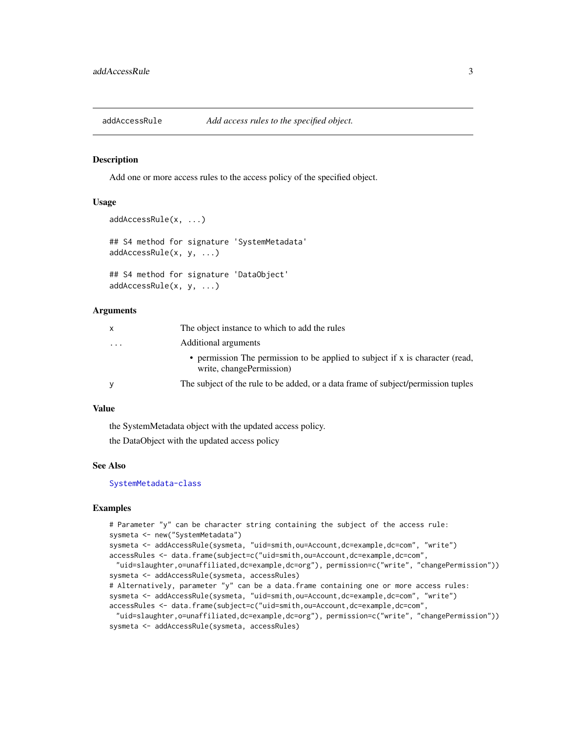## addAccessRule — *Add access rules to the specified object.*

### Description

Add one or more access rules to the access policy of the specified object.

### Usage

```
addAccessRule(x, ...)

## S4 method for signature 'SystemMetadata'
addAccessRule(x, y, ...)

## S4 method for signature 'DataObject'
addAccessRule(x, y, ...)
```

### Arguments

| | |
|---|---|
| x | The object instance to which to add the rules |
| ... | Additional arguments <br> • permission The permission to be applied to subject if x is character (read, write, changePermission) |
| y | The subject of the rule to be added, or a data frame of subject/permission tuples |

### Value

the SystemMetadata object with the updated access policy.

the DataObject with the updated access policy

### See Also

SystemMetadata-class

### Examples

```
# Parameter "y" can be character string containing the subject of the access rule:
sysmeta <- new("SystemMetadata")
sysmeta <- addAccessRule(sysmeta, "uid=smith,ou=Account,dc=example,dc=com", "write")
accessRules <- data.frame(subject=c("uid=smith,ou=Account,dc=example,dc=com",
  "uid=slaughter,o=unaffiliated,dc=example,dc=org"), permission=c("write", "changePermission"))
sysmeta <- addAccessRule(sysmeta, accessRules)
# Alternatively, parameter "y" can be a data.frame containing one or more access rules:
sysmeta <- addAccessRule(sysmeta, "uid=smith,ou=Account,dc=example,dc=com", "write")
accessRules <- data.frame(subject=c("uid=smith,ou=Account,dc=example,dc=com",
  "uid=slaughter,o=unaffiliated,dc=example,dc=org"), permission=c("write", "changePermission"))
sysmeta <- addAccessRule(sysmeta, accessRules)
```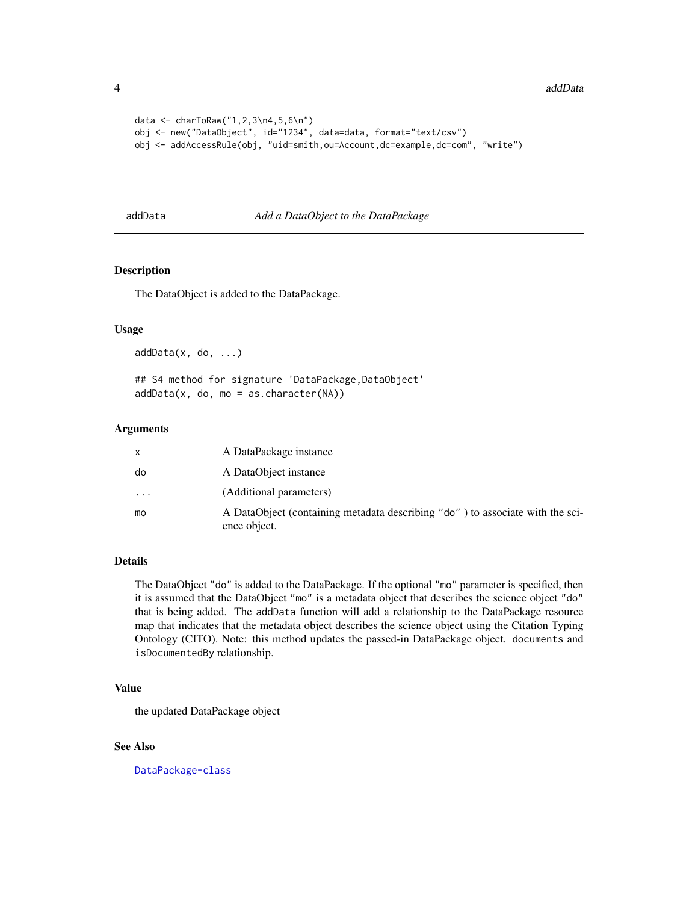```
data <- charToRaw("1,2,3\n4,5,6\n")
obj <- new("DataObject", id="1234", data=data, format="text/csv")
obj <- addAccessRule(obj, "uid=smith,ou=Account,dc=example,dc=com", "write")
```

## addData — *Add a DataObject to the DataPackage*

### Description

The DataObject is added to the DataPackage.

### Usage

```
addData(x, do, ...)

## S4 method for signature 'DataPackage,DataObject'
addData(x, do, mo = as.character(NA))
```

### Arguments

| | |
|---|---|
| x | A DataPackage instance |
| do | A DataObject instance |
| ... | (Additional parameters) |
| mo | A DataObject (containing metadata describing "do" ) to associate with the science object. |

### Details

The DataObject "do" is added to the DataPackage. If the optional "mo" parameter is specified, then it is assumed that the DataObject "mo" is a metadata object that describes the science object "do" that is being added. The addData function will add a relationship to the DataPackage resource map that indicates that the metadata object describes the science object using the Citation Typing Ontology (CITO). Note: this method updates the passed-in DataPackage object. `documents` and `isDocumentedBy` relationship.

### Value

the updated DataPackage object

### See Also

DataPackage-class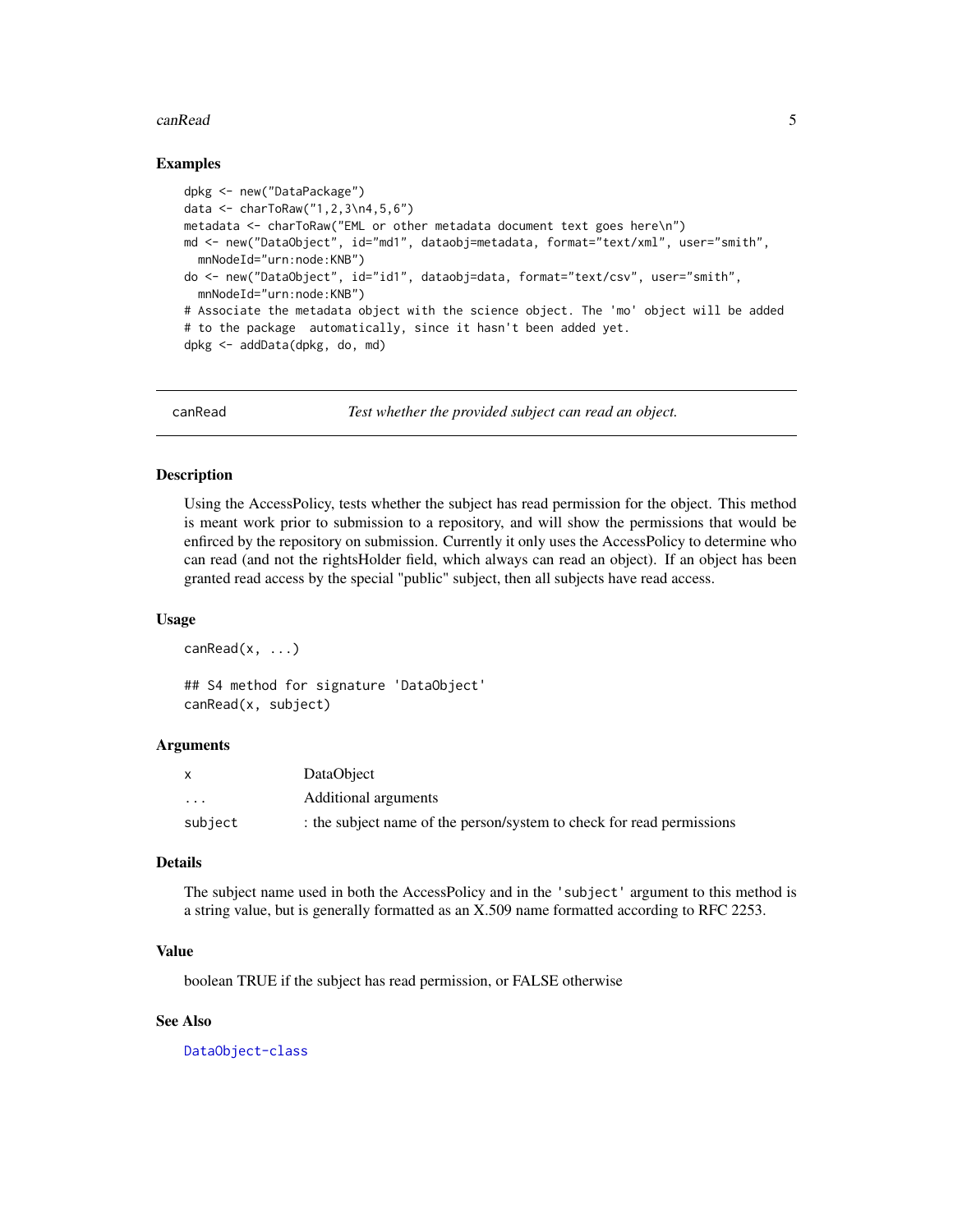### Examples

```
dpkg <- new("DataPackage")
data <- charToRaw("1,2,3\n4,5,6")
metadata <- charToRaw("EML or other metadata document text goes here\n")
md <- new("DataObject", id="md1", dataobj=metadata, format="text/xml", user="smith",
  mnNodeId="urn:node:KNB")
do <- new("DataObject", id="id1", dataobj=data, format="text/csv", user="smith",
  mnNodeId="urn:node:KNB")
# Associate the metadata object with the science object. The 'mo' object will be added
# to the package  automatically, since it hasn't been added yet.
dpkg <- addData(dpkg, do, md)
```

---

## canRead — *Test whether the provided subject can read an object.*

### Description

Using the AccessPolicy, tests whether the subject has read permission for the object. This method is meant work prior to submission to a repository, and will show the permissions that would be enfirced by the repository on submission. Currently it only uses the AccessPolicy to determine who can read (and not the rightsHolder field, which always can read an object). If an object has been granted read access by the special "public" subject, then all subjects have read access.

### Usage

```
canRead(x, ...)

## S4 method for signature 'DataObject'
canRead(x, subject)
```

### Arguments

| | |
|---|---|
| `x` | DataObject |
| `...` | Additional arguments |
| `subject` | : the subject name of the person/system to check for read permissions |

### Details

The subject name used in both the AccessPolicy and in the `'subject'` argument to this method is a string value, but is generally formatted as an X.509 name formatted according to RFC 2253.

### Value

boolean TRUE if the subject has read permission, or FALSE otherwise

### See Also

`DataObject-class`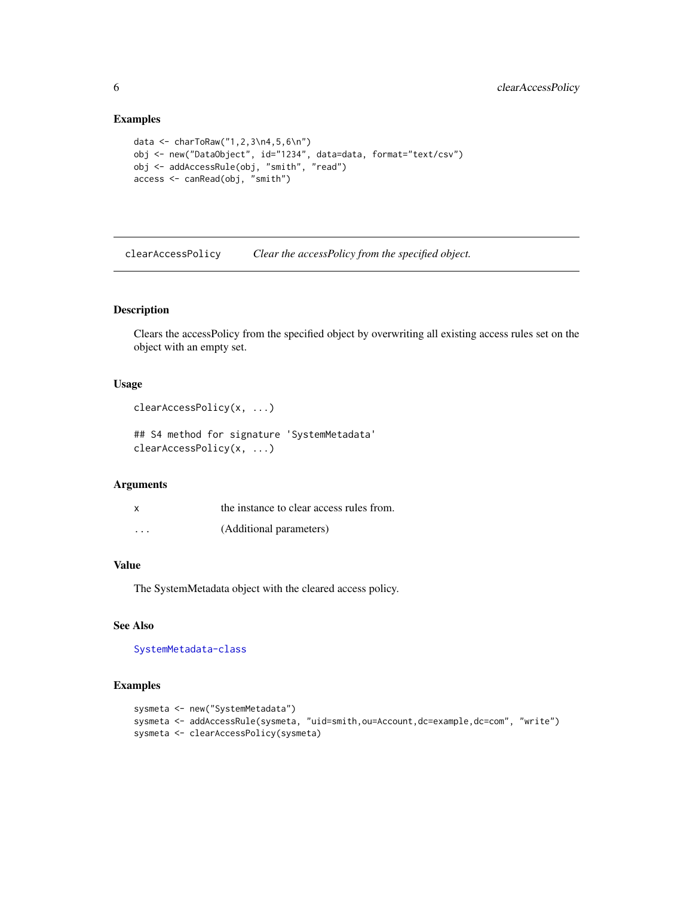### Examples

```
data <- charToRaw("1,2,3\n4,5,6\n")
obj <- new("DataObject", id="1234", data=data, format="text/csv")
obj <- addAccessRule(obj, "smith", "read")
access <- canRead(obj, "smith")
```

---

## clearAccessPolicy — *Clear the accessPolicy from the specified object.*

---

### Description

Clears the accessPolicy from the specified object by overwriting all existing access rules set on the object with an empty set.

### Usage

```
clearAccessPolicy(x, ...)

## S4 method for signature 'SystemMetadata'
clearAccessPolicy(x, ...)
```

### Arguments

| | |
|---|---|
| `x` | the instance to clear access rules from. |
| `...` | (Additional parameters) |

### Value

The SystemMetadata object with the cleared access policy.

### See Also

SystemMetadata-class

### Examples

```
sysmeta <- new("SystemMetadata")
sysmeta <- addAccessRule(sysmeta, "uid=smith,ou=Account,dc=example,dc=com", "write")
sysmeta <- clearAccessPolicy(sysmeta)
```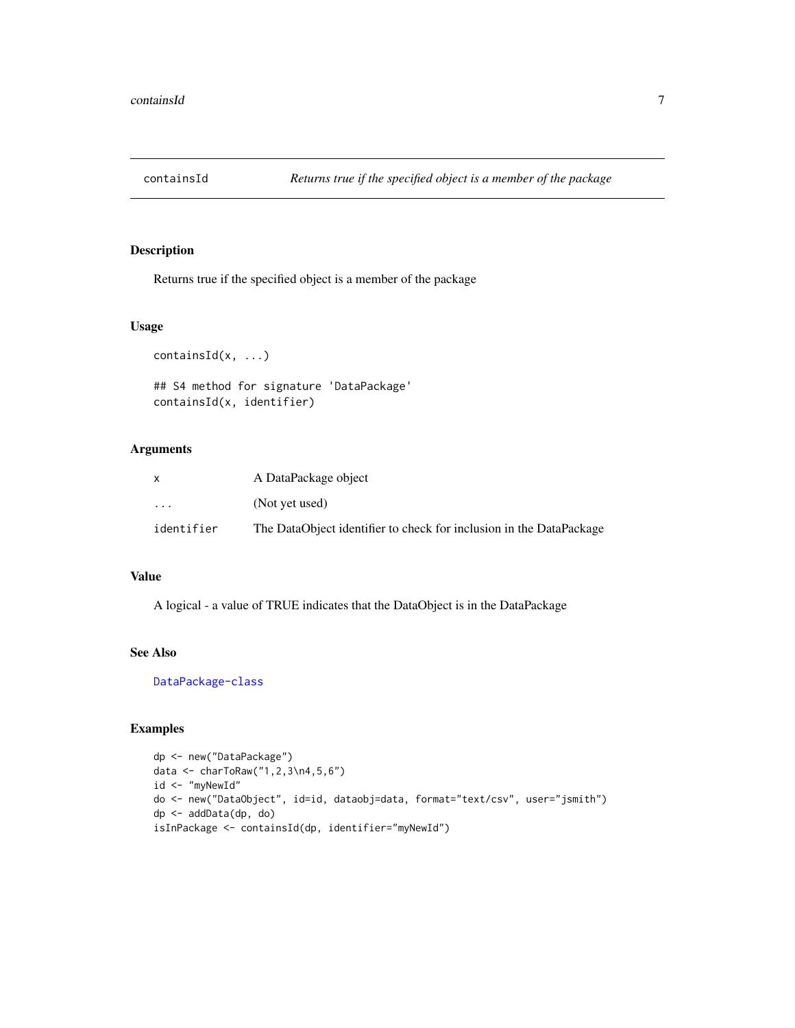# containsId — *Returns true if the specified object is a member of the package*

## Description

Returns true if the specified object is a member of the package

## Usage

```
containsId(x, ...)

## S4 method for signature 'DataPackage'
containsId(x, identifier)
```

## Arguments

| | |
|---|---|
| `x` | A DataPackage object |
| `...` | (Not yet used) |
| `identifier` | The DataObject identifier to check for inclusion in the DataPackage |

## Value

A logical - a value of TRUE indicates that the DataObject is in the DataPackage

## See Also

`DataPackage-class`

## Examples

```
dp <- new("DataPackage")
data <- charToRaw("1,2,3\n4,5,6")
id <- "myNewId"
do <- new("DataObject", id=id, dataobj=data, format="text/csv", user="jsmith")
dp <- addData(dp, do)
isInPackage <- containsId(dp, identifier="myNewId")
```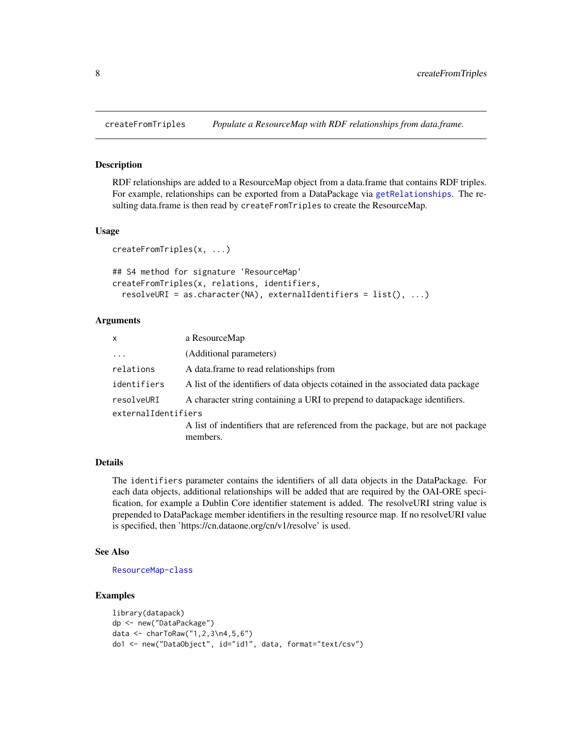## createFromTriples — *Populate a ResourceMap with RDF relationships from data.frame.*

### Description

RDF relationships are added to a ResourceMap object from a data.frame that contains RDF triples. For example, relationships can be exported from a DataPackage via getRelationships. The resulting data.frame is then read by `createFromTriples` to create the ResourceMap.

### Usage

```
createFromTriples(x, ...)

## S4 method for signature 'ResourceMap'
createFromTriples(x, relations, identifiers,
  resolveURI = as.character(NA), externalIdentifiers = list(), ...)
```

### Arguments

| | |
|---|---|
| `x` | a ResourceMap |
| `...` | (Additional parameters) |
| `relations` | A data.frame to read relationships from |
| `identifiers` | A list of the identifiers of data objects cotained in the associated data package |
| `resolveURI` | A character string containing a URI to prepend to datapackage identifiers. |
| `externalIdentifiers` | A list of indentifiers that are referenced from the package, but are not package members. |

### Details

The `identifiers` parameter contains the identifiers of all data objects in the DataPackage. For each data objects, additional relationships will be added that are required by the OAI-ORE specification, for example a Dublin Core identifier statement is added. The resolveURI string value is prepended to DataPackage member identifiers in the resulting resource map. If no resolveURI value is specified, then 'https://cn.dataone.org/cn/v1/resolve' is used.

### See Also

ResourceMap-class

### Examples

```
library(datapack)
dp <- new("DataPackage")
data <- charToRaw("1,2,3\n4,5,6")
do1 <- new("DataObject", id="id1", data, format="text/csv")
```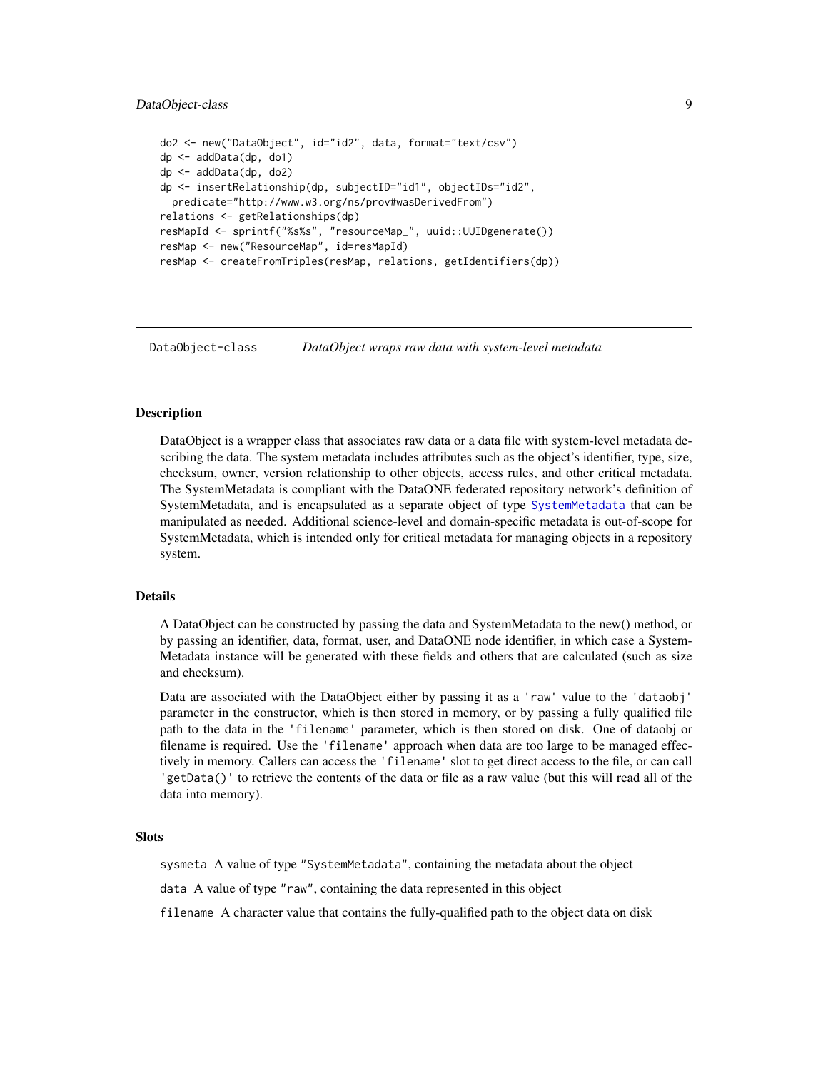```r
do2 <- new("DataObject", id="id2", data, format="text/csv")
dp <- addData(dp, do1)
dp <- addData(dp, do2)
dp <- insertRelationship(dp, subjectID="id1", objectIDs="id2",
  predicate="http://www.w3.org/ns/prov#wasDerivedFrom")
relations <- getRelationships(dp)
resMapId <- sprintf("%s%s", "resourceMap_", uuid::UUIDgenerate())
resMap <- new("ResourceMap", id=resMapId)
resMap <- createFromTriples(resMap, relations, getIdentifiers(dp))
```

---

## DataObject-class &nbsp;&nbsp;&nbsp;&nbsp; *DataObject wraps raw data with system-level metadata*

---

### Description

DataObject is a wrapper class that associates raw data or a data file with system-level metadata describing the data. The system metadata includes attributes such as the object's identifier, type, size, checksum, owner, version relationship to other objects, access rules, and other critical metadata. The SystemMetadata is compliant with the DataONE federated repository network's definition of SystemMetadata, and is encapsulated as a separate object of type `SystemMetadata` that can be manipulated as needed. Additional science-level and domain-specific metadata is out-of-scope for SystemMetadata, which is intended only for critical metadata for managing objects in a repository system.

### Details

A DataObject can be constructed by passing the data and SystemMetadata to the new() method, or by passing an identifier, data, format, user, and DataONE node identifier, in which case a SystemMetadata instance will be generated with these fields and others that are calculated (such as size and checksum).

Data are associated with the DataObject either by passing it as a `'raw'` value to the `'dataobj'` parameter in the constructor, which is then stored in memory, or by passing a fully qualified file path to the data in the `'filename'` parameter, which is then stored on disk. One of dataobj or filename is required. Use the `'filename'` approach when data are too large to be managed effectively in memory. Callers can access the `'filename'` slot to get direct access to the file, or can call `'getData()'` to retrieve the contents of the data or file as a raw value (but this will read all of the data into memory).

### Slots

`sysmeta` A value of type "SystemMetadata", containing the metadata about the object

`data` A value of type "raw", containing the data represented in this object

`filename` A character value that contains the fully-qualified path to the object data on disk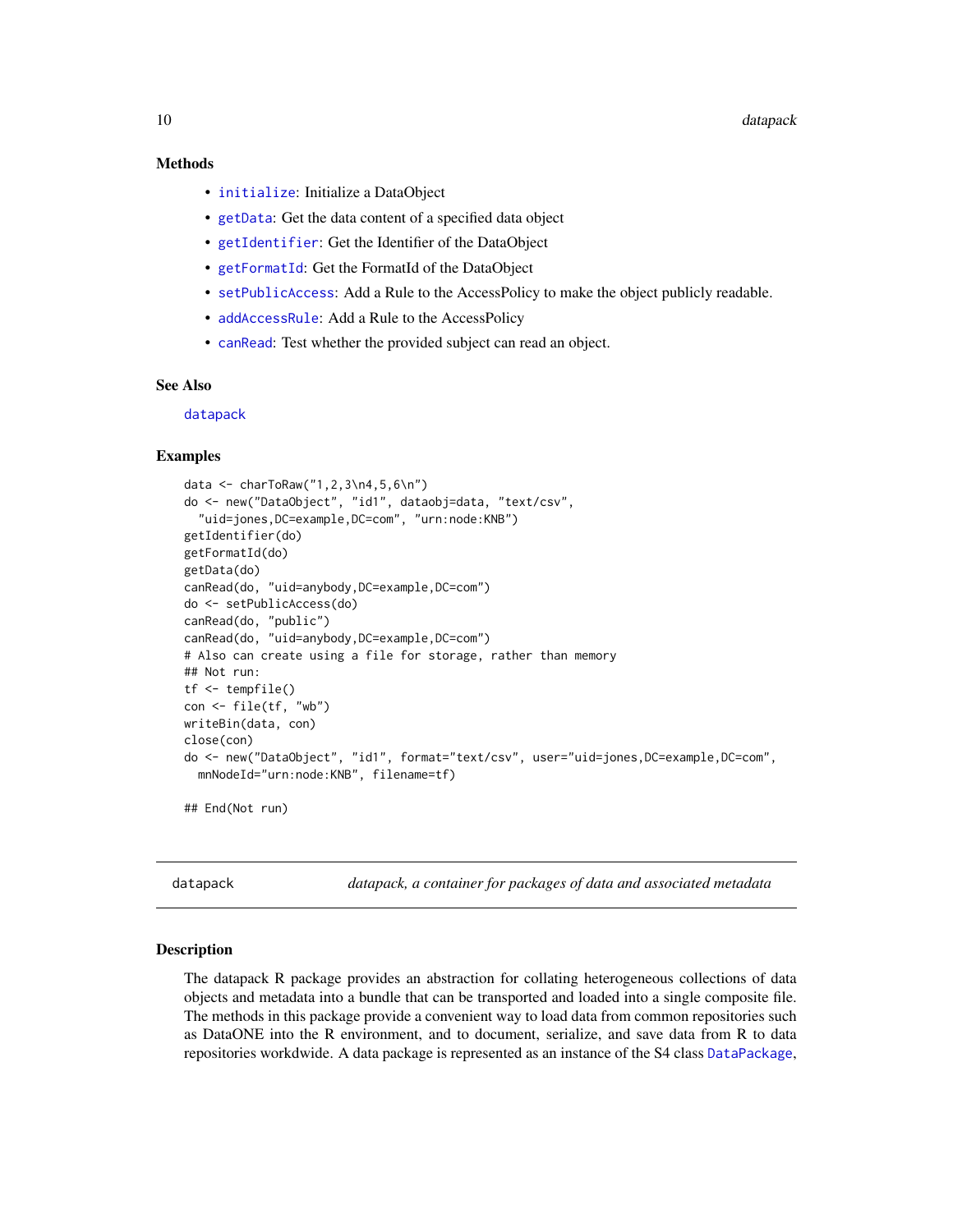### Methods

- `initialize`: Initialize a DataObject
- `getData`: Get the data content of a specified data object
- `getIdentifier`: Get the Identifier of the DataObject
- `getFormatId`: Get the FormatId of the DataObject
- `setPublicAccess`: Add a Rule to the AccessPolicy to make the object publicly readable.
- `addAccessRule`: Add a Rule to the AccessPolicy
- `canRead`: Test whether the provided subject can read an object.

### See Also

`datapack`

### Examples

```
data <- charToRaw("1,2,3\n4,5,6\n")
do <- new("DataObject", "id1", dataobj=data, "text/csv",
  "uid=jones,DC=example,DC=com", "urn:node:KNB")
getIdentifier(do)
getFormatId(do)
getData(do)
canRead(do, "uid=anybody,DC=example,DC=com")
do <- setPublicAccess(do)
canRead(do, "public")
canRead(do, "uid=anybody,DC=example,DC=com")
# Also can create using a file for storage, rather than memory
## Not run:
tf <- tempfile()
con <- file(tf, "wb")
writeBin(data, con)
close(con)
do <- new("DataObject", "id1", format="text/csv", user="uid=jones,DC=example,DC=com",
  mnNodeId="urn:node:KNB", filename=tf)

## End(Not run)
```

---

## datapack — *datapack, a container for packages of data and associated metadata*

---

### Description

The datapack R package provides an abstraction for collating heterogeneous collections of data objects and metadata into a bundle that can be transported and loaded into a single composite file. The methods in this package provide a convenient way to load data from common repositories such as DataONE into the R environment, and to document, serialize, and save data from R to data repositories workdwide. A data package is represented as an instance of the S4 class `DataPackage`,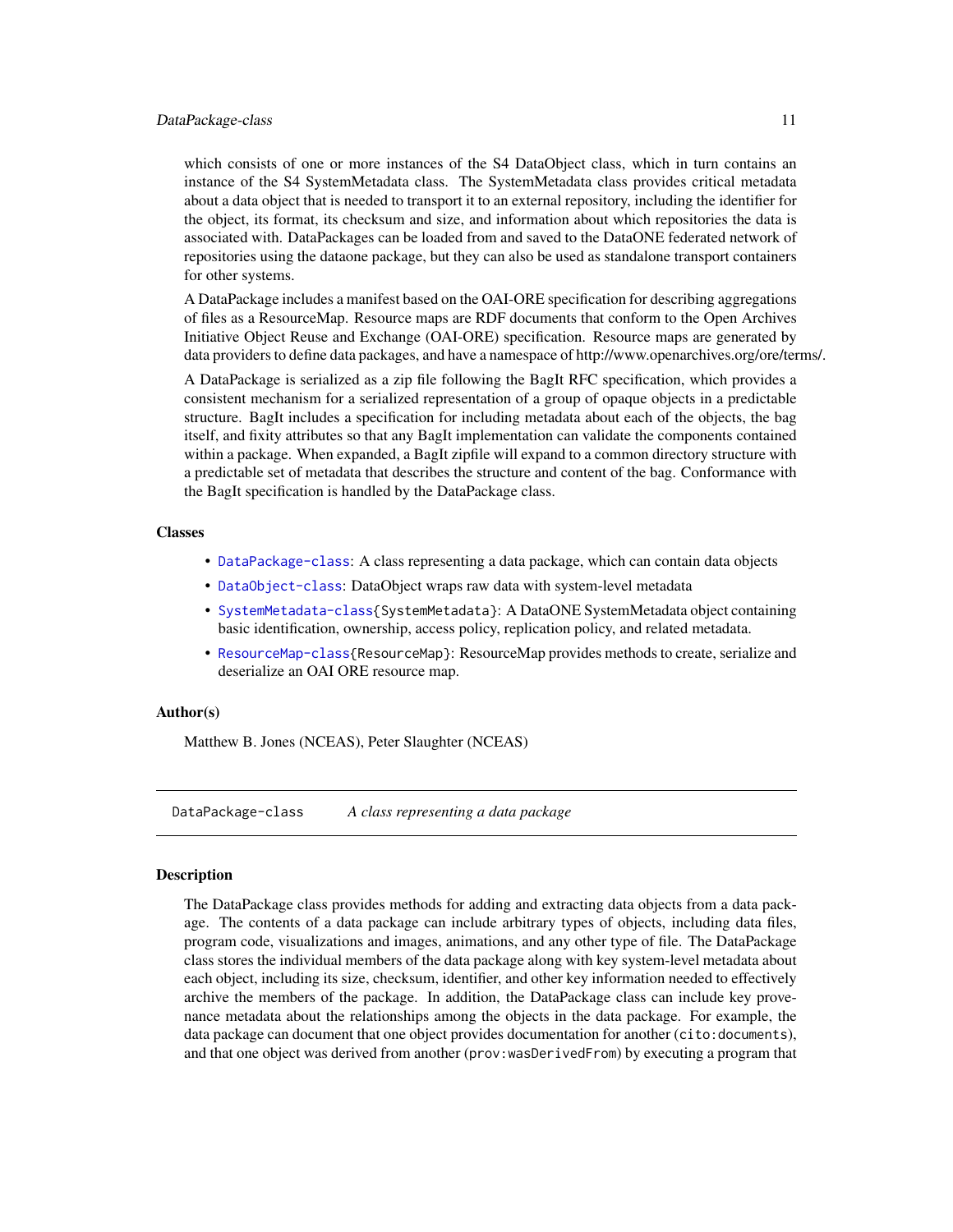which consists of one or more instances of the S4 DataObject class, which in turn contains an instance of the S4 SystemMetadata class. The SystemMetadata class provides critical metadata about a data object that is needed to transport it to an external repository, including the identifier for the object, its format, its checksum and size, and information about which repositories the data is associated with. DataPackages can be loaded from and saved to the DataONE federated network of repositories using the dataone package, but they can also be used as standalone transport containers for other systems.

A DataPackage includes a manifest based on the OAI-ORE specification for describing aggregations of files as a ResourceMap. Resource maps are RDF documents that conform to the Open Archives Initiative Object Reuse and Exchange (OAI-ORE) specification. Resource maps are generated by data providers to define data packages, and have a namespace of http://www.openarchives.org/ore/terms/.

A DataPackage is serialized as a zip file following the BagIt RFC specification, which provides a consistent mechanism for a serialized representation of a group of opaque objects in a predictable structure. BagIt includes a specification for including metadata about each of the objects, the bag itself, and fixity attributes so that any BagIt implementation can validate the components contained within a package. When expanded, a BagIt zipfile will expand to a common directory structure with a predictable set of metadata that describes the structure and content of the bag. Conformance with the BagIt specification is handled by the DataPackage class.

### Classes

- `DataPackage-class`: A class representing a data package, which can contain data objects
- `DataObject-class`: DataObject wraps raw data with system-level metadata
- `SystemMetadata-class{SystemMetadata}`: A DataONE SystemMetadata object containing basic identification, ownership, access policy, replication policy, and related metadata.
- `ResourceMap-class{ResourceMap}`: ResourceMap provides methods to create, serialize and deserialize an OAI ORE resource map.

### Author(s)

Matthew B. Jones (NCEAS), Peter Slaughter (NCEAS)

---

## `DataPackage-class` *A class representing a data package*

---

### Description

The DataPackage class provides methods for adding and extracting data objects from a data package. The contents of a data package can include arbitrary types of objects, including data files, program code, visualizations and images, animations, and any other type of file. The DataPackage class stores the individual members of the data package along with key system-level metadata about each object, including its size, checksum, identifier, and other key information needed to effectively archive the members of the package. In addition, the DataPackage class can include key provenance metadata about the relationships among the objects in the data package. For example, the data package can document that one object provides documentation for another (`cito:documents`), and that one object was derived from another (`prov:wasDerivedFrom`) by executing a program that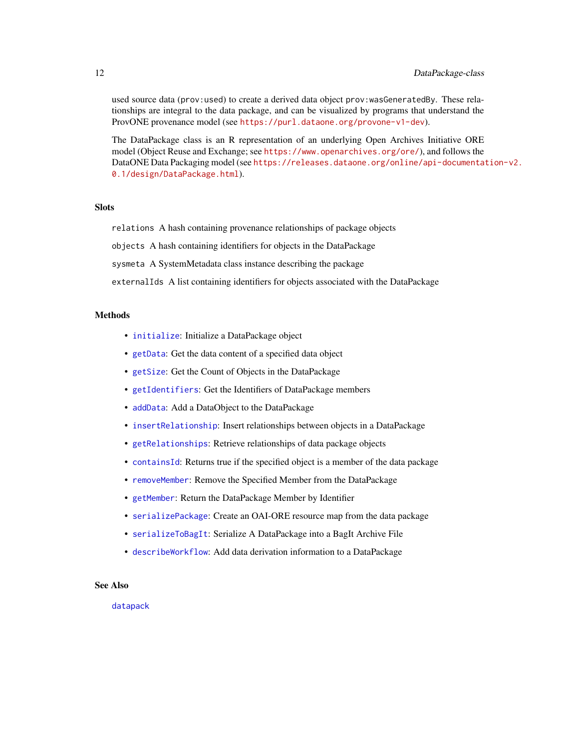used source data (`prov:used`) to create a derived data object `prov:wasGeneratedBy`. These relationships are integral to the data package, and can be visualized by programs that understand the ProvONE provenance model (see https://purl.dataone.org/provone-v1-dev).

The DataPackage class is an R representation of an underlying Open Archives Initiative ORE model (Object Reuse and Exchange; see https://www.openarchives.org/ore/), and follows the DataONE Data Packaging model (see https://releases.dataone.org/online/api-documentation-v2.0.1/design/DataPackage.html).

## Slots

`relations` A hash containing provenance relationships of package objects

`objects` A hash containing identifiers for objects in the DataPackage

`sysmeta` A SystemMetadata class instance describing the package

`externalIds` A list containing identifiers for objects associated with the DataPackage

## Methods

- `initialize`: Initialize a DataPackage object
- `getData`: Get the data content of a specified data object
- `getSize`: Get the Count of Objects in the DataPackage
- `getIdentifiers`: Get the Identifiers of DataPackage members
- `addData`: Add a DataObject to the DataPackage
- `insertRelationship`: Insert relationships between objects in a DataPackage
- `getRelationships`: Retrieve relationships of data package objects
- `containsId`: Returns true if the specified object is a member of the data package
- `removeMember`: Remove the Specified Member from the DataPackage
- `getMember`: Return the DataPackage Member by Identifier
- `serializePackage`: Create an OAI-ORE resource map from the data package
- `serializeToBagIt`: Serialize A DataPackage into a BagIt Archive File
- `describeWorkflow`: Add data derivation information to a DataPackage

## See Also

`datapack`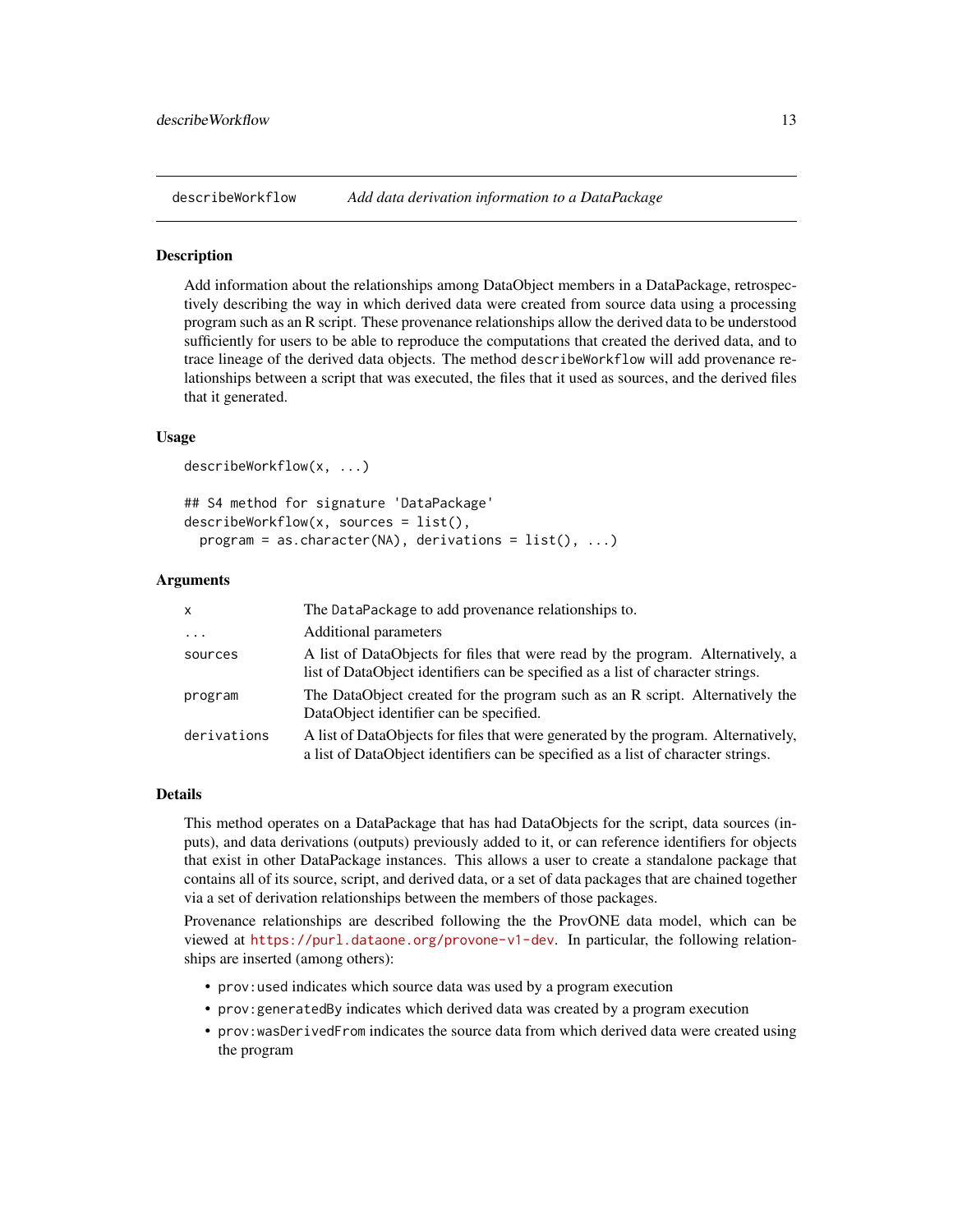## describeWorkflow — *Add data derivation information to a DataPackage*

### Description

Add information about the relationships among DataObject members in a DataPackage, retrospectively describing the way in which derived data were created from source data using a processing program such as an R script. These provenance relationships allow the derived data to be understood sufficiently for users to be able to reproduce the computations that created the derived data, and to trace lineage of the derived data objects. The method `describeWorkflow` will add provenance relationships between a script that was executed, the files that it used as sources, and the derived files that it generated.

### Usage

```
describeWorkflow(x, ...)

## S4 method for signature 'DataPackage'
describeWorkflow(x, sources = list(),
  program = as.character(NA), derivations = list(), ...)
```

### Arguments

| | |
|---|---|
| `x` | The `DataPackage` to add provenance relationships to. |
| `...` | Additional parameters |
| `sources` | A list of DataObjects for files that were read by the program. Alternatively, a list of DataObject identifiers can be specified as a list of character strings. |
| `program` | The DataObject created for the program such as an R script. Alternatively the DataObject identifier can be specified. |
| `derivations` | A list of DataObjects for files that were generated by the program. Alternatively, a list of DataObject identifiers can be specified as a list of character strings. |

### Details

This method operates on a DataPackage that has had DataObjects for the script, data sources (inputs), and data derivations (outputs) previously added to it, or can reference identifiers for objects that exist in other DataPackage instances. This allows a user to create a standalone package that contains all of its source, script, and derived data, or a set of data packages that are chained together via a set of derivation relationships between the members of those packages.

Provenance relationships are described following the the ProvONE data model, which can be viewed at https://purl.dataone.org/provone-v1-dev. In particular, the following relationships are inserted (among others):

- `prov:used` indicates which source data was used by a program execution
- `prov:generatedBy` indicates which derived data was created by a program execution
- `prov:wasDerivedFrom` indicates the source data from which derived data were created using the program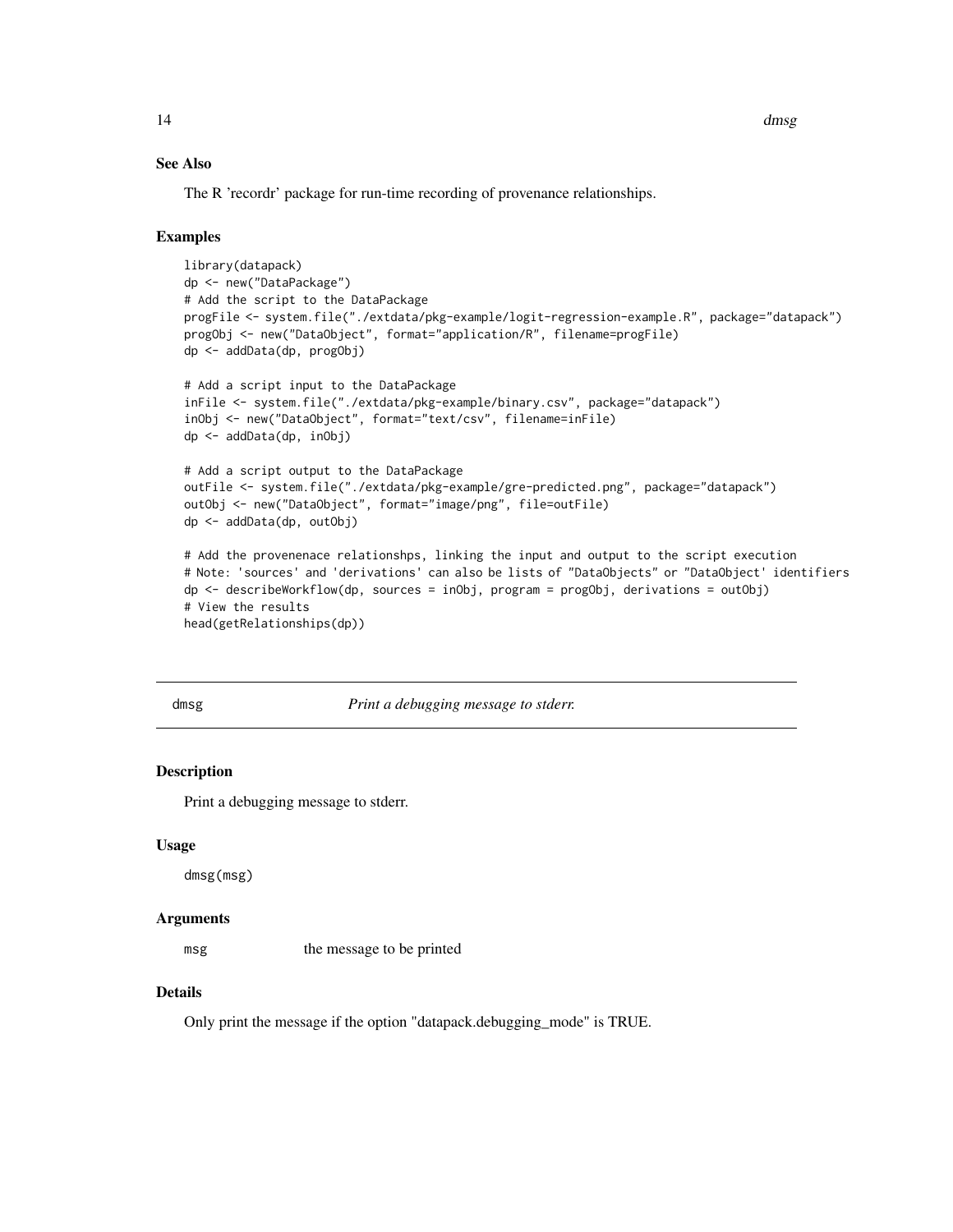### See Also

The R 'recordr' package for run-time recording of provenance relationships.

### Examples

```
library(datapack)
dp <- new("DataPackage")
# Add the script to the DataPackage
progFile <- system.file("./extdata/pkg-example/logit-regression-example.R", package="datapack")
progObj <- new("DataObject", format="application/R", filename=progFile)
dp <- addData(dp, progObj)

# Add a script input to the DataPackage
inFile <- system.file("./extdata/pkg-example/binary.csv", package="datapack")
inObj <- new("DataObject", format="text/csv", filename=inFile)
dp <- addData(dp, inObj)

# Add a script output to the DataPackage
outFile <- system.file("./extdata/pkg-example/gre-predicted.png", package="datapack")
outObj <- new("DataObject", format="image/png", file=outFile)
dp <- addData(dp, outObj)

# Add the provenenace relationshps, linking the input and output to the script execution
# Note: 'sources' and 'derivations' can also be lists of "DataObjects" or "DataObject' identifiers
dp <- describeWorkflow(dp, sources = inObj, program = progObj, derivations = outObj)
# View the results
head(getRelationships(dp))
```

---

## dmsg — *Print a debugging message to stderr.*

---

### Description

Print a debugging message to stderr.

### Usage

```
dmsg(msg)
```

### Arguments

| | |
|---|---|
| msg | the message to be printed |

### Details

Only print the message if the option "datapack.debugging_mode" is TRUE.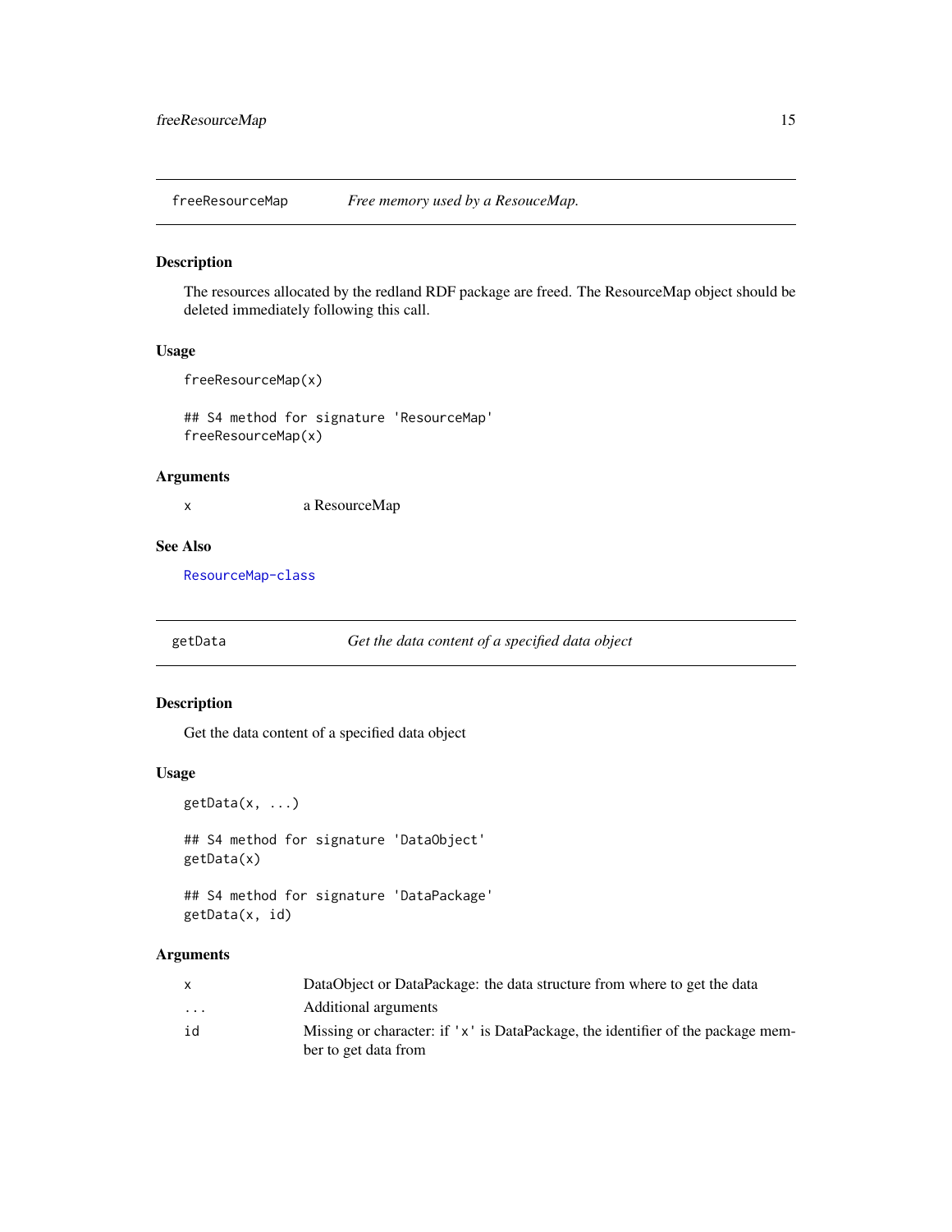## freeResourceMap — *Free memory used by a ResouceMap.*

### Description

The resources allocated by the redland RDF package are freed. The ResourceMap object should be deleted immediately following this call.

### Usage

```
freeResourceMap(x)

## S4 method for signature 'ResourceMap'
freeResourceMap(x)
```

### Arguments

| | |
|---|---|
| x | a ResourceMap |

### See Also

ResourceMap-class

## getData — *Get the data content of a specified data object*

### Description

Get the data content of a specified data object

### Usage

```
getData(x, ...)

## S4 method for signature 'DataObject'
getData(x)

## S4 method for signature 'DataPackage'
getData(x, id)
```

### Arguments

| | |
|---|---|
| x | DataObject or DataPackage: the data structure from where to get the data |
| ... | Additional arguments |
| id | Missing or character: if 'x' is DataPackage, the identifier of the package member to get data from |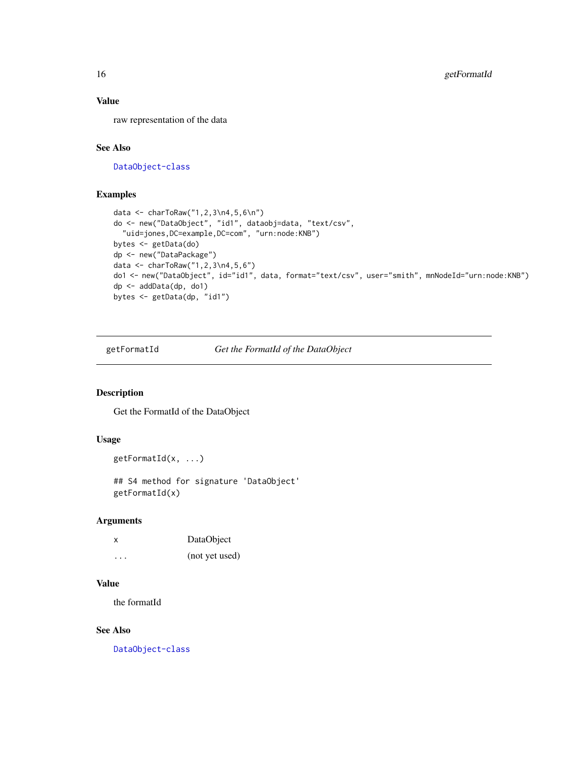## Value

raw representation of the data

## See Also

DataObject-class

## Examples

```
data <- charToRaw("1,2,3\n4,5,6\n")
do <- new("DataObject", "id1", dataobj=data, "text/csv",
  "uid=jones,DC=example,DC=com", "urn:node:KNB")
bytes <- getData(do)
dp <- new("DataPackage")
data <- charToRaw("1,2,3\n4,5,6")
do1 <- new("DataObject", id="id1", data, format="text/csv", user="smith", mnNodeId="urn:node:KNB")
dp <- addData(dp, do1)
bytes <- getData(dp, "id1")
```

---

# getFormatId *Get the FormatId of the DataObject*

## Description

Get the FormatId of the DataObject

## Usage

```
getFormatId(x, ...)

## S4 method for signature 'DataObject'
getFormatId(x)
```

## Arguments

| | |
|---|---|
| x | DataObject |
| ... | (not yet used) |

## Value

the formatId

## See Also

DataObject-class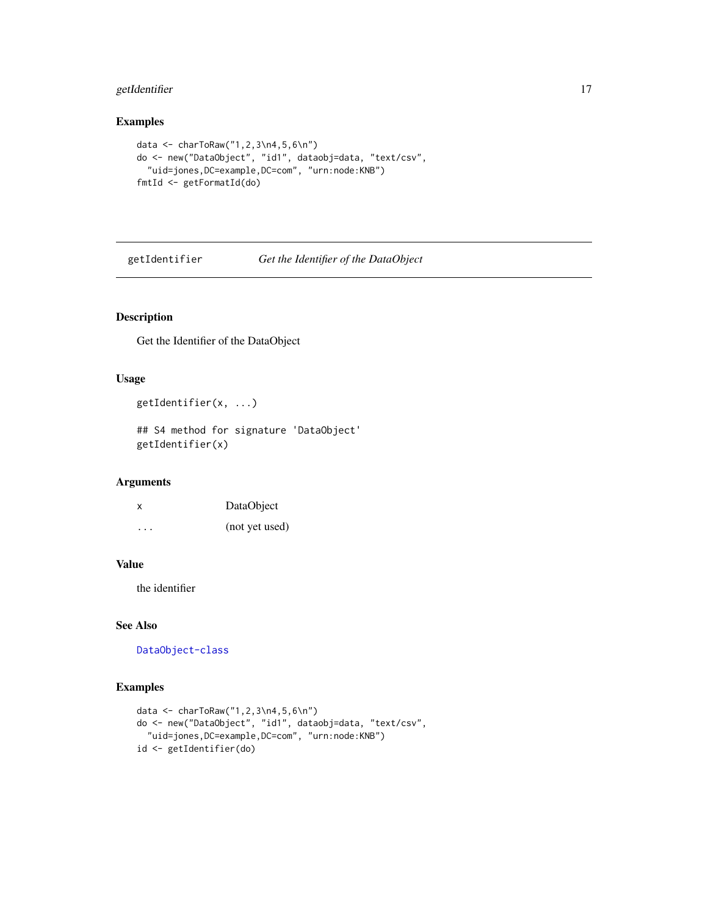## Examples

```
data <- charToRaw("1,2,3\n4,5,6\n")
do <- new("DataObject", "id1", dataobj=data, "text/csv",
  "uid=jones,DC=example,DC=com", "urn:node:KNB")
fmtId <- getFormatId(do)
```

---

# getIdentifier — *Get the Identifier of the DataObject*

---

## Description

Get the Identifier of the DataObject

## Usage

```
getIdentifier(x, ...)

## S4 method for signature 'DataObject'
getIdentifier(x)
```

## Arguments

| | |
|---|---|
| `x` | DataObject |
| `...` | (not yet used) |

## Value

the identifier

## See Also

`DataObject-class`

## Examples

```
data <- charToRaw("1,2,3\n4,5,6\n")
do <- new("DataObject", "id1", dataobj=data, "text/csv",
  "uid=jones,DC=example,DC=com", "urn:node:KNB")
id <- getIdentifier(do)
```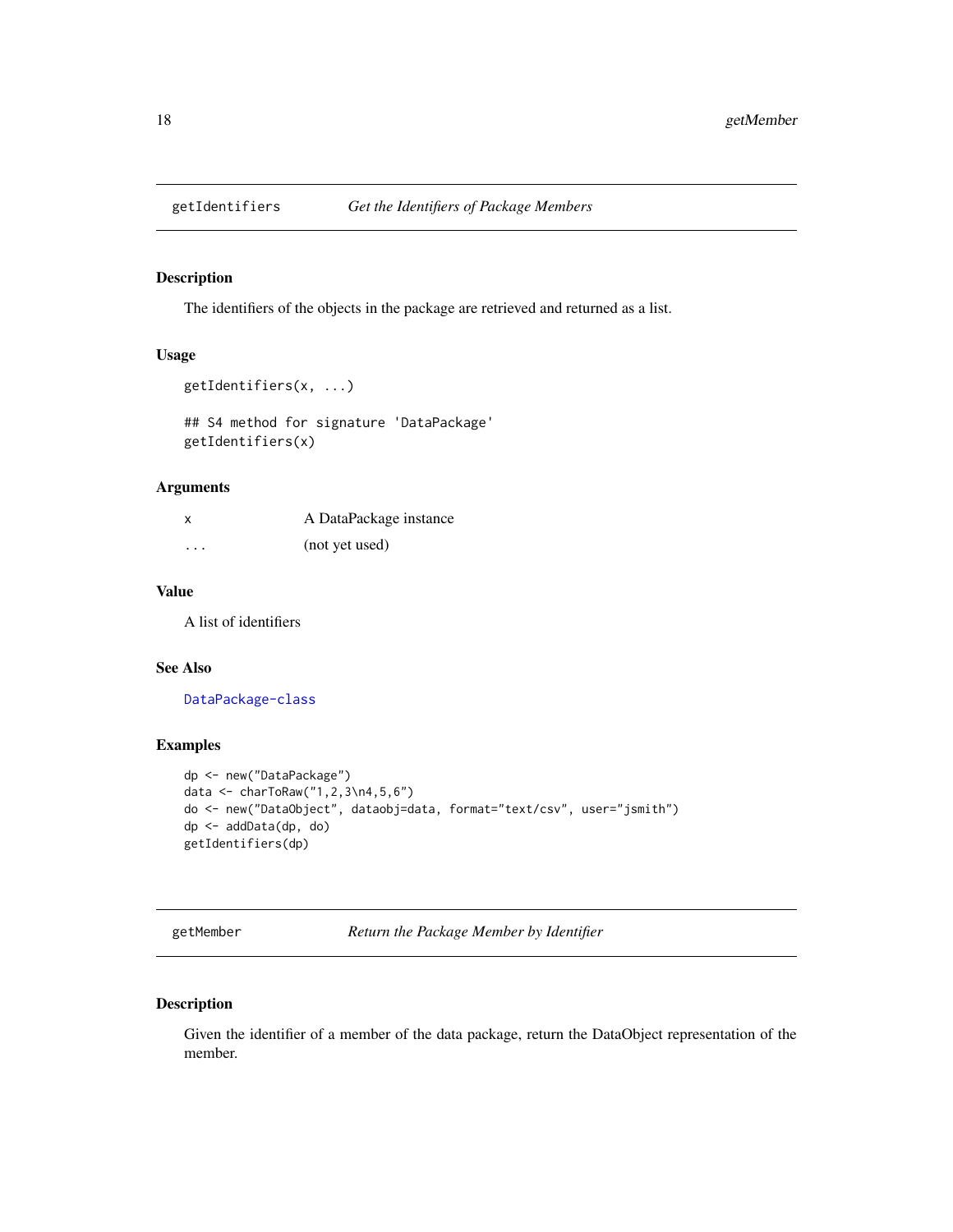## getIdentifiers *Get the Identifiers of Package Members*

### Description

The identifiers of the objects in the package are retrieved and returned as a list.

### Usage

```
getIdentifiers(x, ...)

## S4 method for signature 'DataPackage'
getIdentifiers(x)
```

### Arguments

| | |
|---|---|
| `x` | A DataPackage instance |
| `...` | (not yet used) |

### Value

A list of identifiers

### See Also

DataPackage-class

### Examples

```
dp <- new("DataPackage")
data <- charToRaw("1,2,3\n4,5,6")
do <- new("DataObject", dataobj=data, format="text/csv", user="jsmith")
dp <- addData(dp, do)
getIdentifiers(dp)
```

## getMember *Return the Package Member by Identifier*

### Description

Given the identifier of a member of the data package, return the DataObject representation of the member.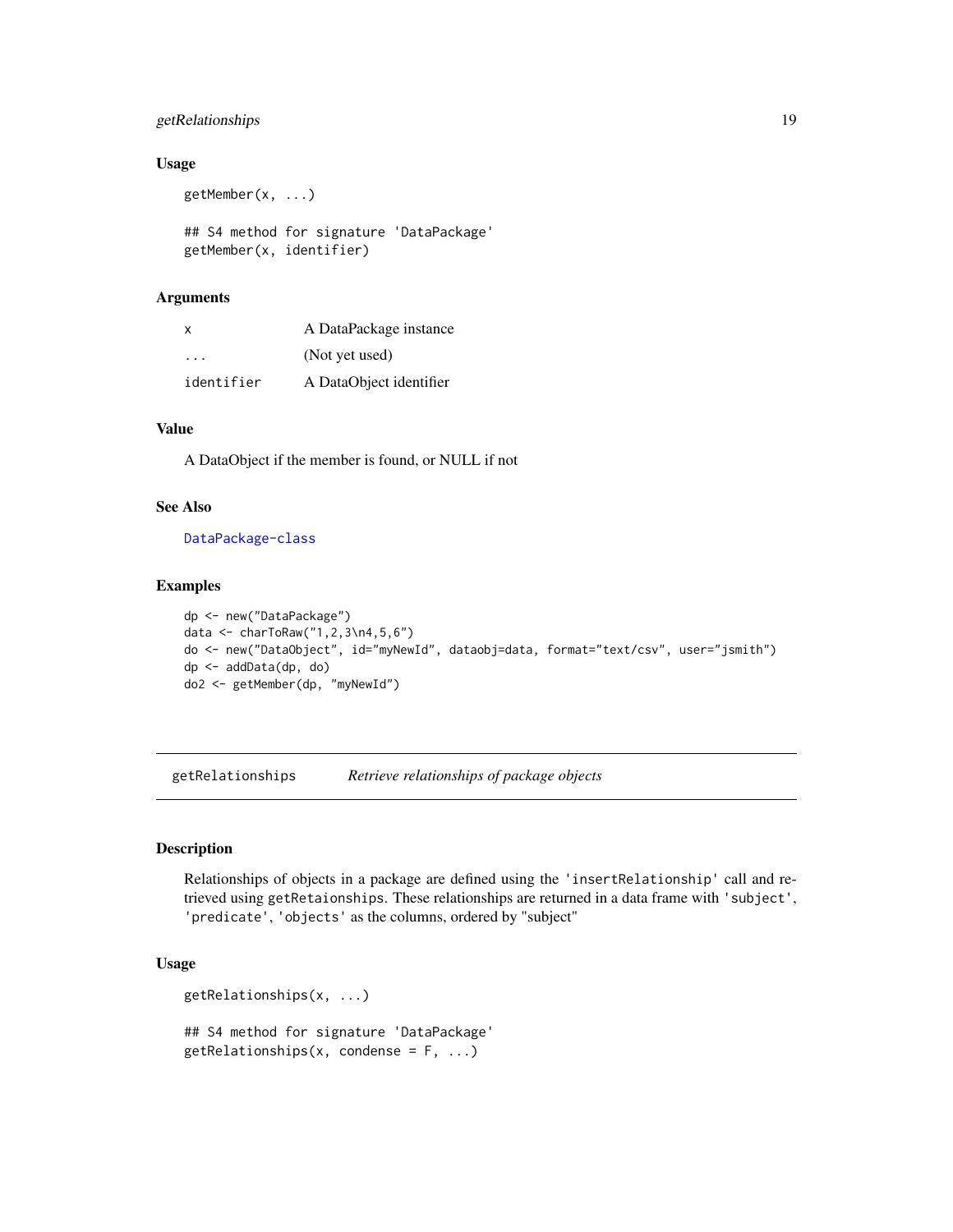### Usage

```
getMember(x, ...)

## S4 method for signature 'DataPackage'
getMember(x, identifier)
```

### Arguments

| | |
|---|---|
| x | A DataPackage instance |
| ... | (Not yet used) |
| identifier | A DataObject identifier |

### Value

A DataObject if the member is found, or NULL if not

### See Also

DataPackage-class

### Examples

```
dp <- new("DataPackage")
data <- charToRaw("1,2,3\n4,5,6")
do <- new("DataObject", id="myNewId", dataobj=data, format="text/csv", user="jsmith")
dp <- addData(dp, do)
do2 <- getMember(dp, "myNewId")
```

---

## getRelationships *Retrieve relationships of package objects*

### Description

Relationships of objects in a package are defined using the 'insertRelationship' call and retrieved using getRetaionships. These relationships are returned in a data frame with 'subject', 'predicate', 'objects' as the columns, ordered by "subject"

### Usage

```
getRelationships(x, ...)

## S4 method for signature 'DataPackage'
getRelationships(x, condense = F, ...)
```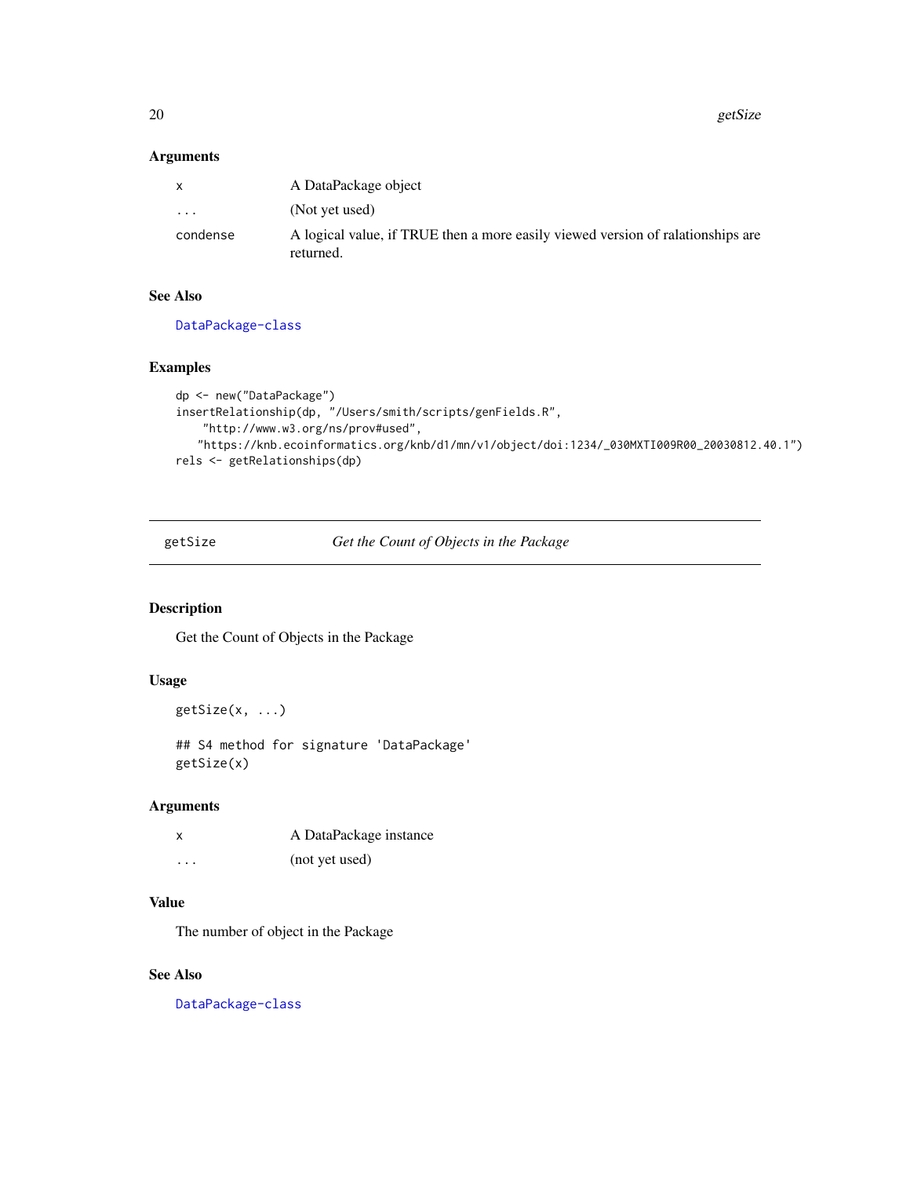### Arguments

| | |
|---|---|
| x | A DataPackage object |
| ... | (Not yet used) |
| condense | A logical value, if TRUE then a more easily viewed version of ralationships are returned. |

### See Also

DataPackage-class

### Examples

```
dp <- new("DataPackage")
insertRelationship(dp, "/Users/smith/scripts/genFields.R",
    "http://www.w3.org/ns/prov#used",
   "https://knb.ecoinformatics.org/knb/d1/mn/v1/object/doi:1234/_030MXTI009R00_20030812.40.1")
rels <- getRelationships(dp)
```

---

## getSize — *Get the Count of Objects in the Package*

### Description

Get the Count of Objects in the Package

### Usage

```
getSize(x, ...)

## S4 method for signature 'DataPackage'
getSize(x)
```

### Arguments

| | |
|---|---|
| x | A DataPackage instance |
| ... | (not yet used) |

### Value

The number of object in the Package

### See Also

DataPackage-class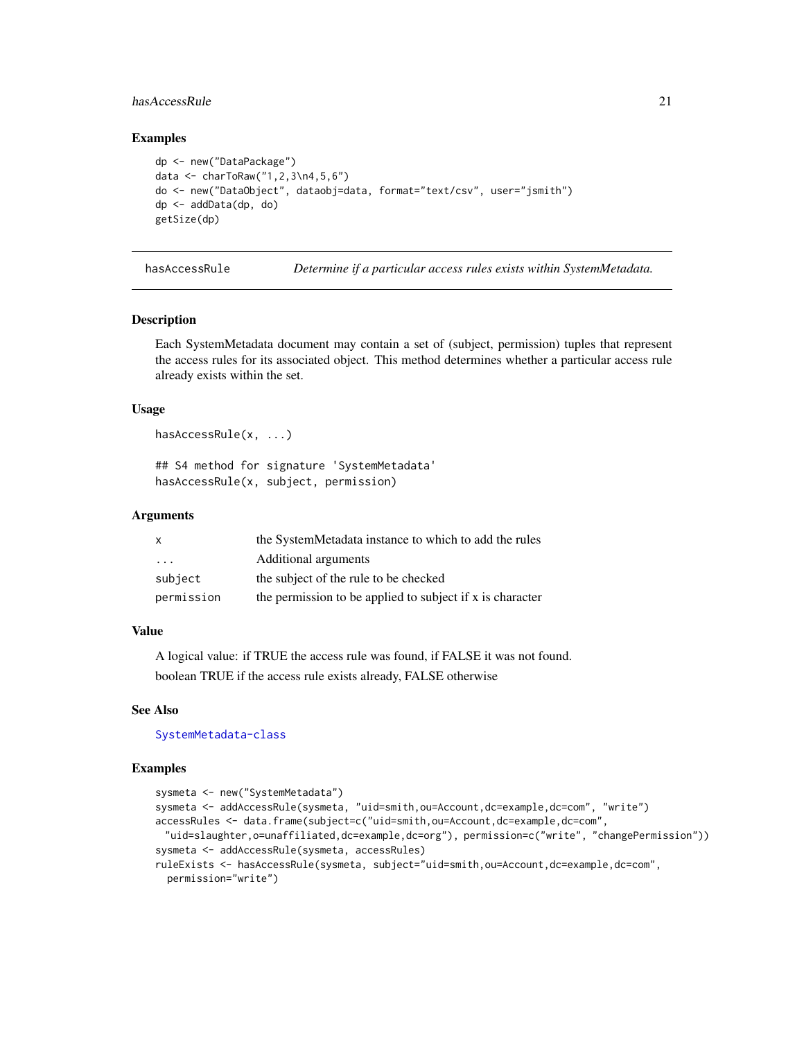### Examples

```
dp <- new("DataPackage")
data <- charToRaw("1,2,3\n4,5,6")
do <- new("DataObject", dataobj=data, format="text/csv", user="jsmith")
dp <- addData(dp, do)
getSize(dp)
```

---

## hasAccessRule — *Determine if a particular access rules exists within SystemMetadata.*

### Description

Each SystemMetadata document may contain a set of (subject, permission) tuples that represent the access rules for its associated object. This method determines whether a particular access rule already exists within the set.

### Usage

```
hasAccessRule(x, ...)

## S4 method for signature 'SystemMetadata'
hasAccessRule(x, subject, permission)
```

### Arguments

| | |
|---|---|
| x | the SystemMetadata instance to which to add the rules |
| ... | Additional arguments |
| subject | the subject of the rule to be checked |
| permission | the permission to be applied to subject if x is character |

### Value

A logical value: if TRUE the access rule was found, if FALSE it was not found.

boolean TRUE if the access rule exists already, FALSE otherwise

### See Also

SystemMetadata-class

### Examples

```
sysmeta <- new("SystemMetadata")
sysmeta <- addAccessRule(sysmeta, "uid=smith,ou=Account,dc=example,dc=com", "write")
accessRules <- data.frame(subject=c("uid=smith,ou=Account,dc=example,dc=com",
  "uid=slaughter,o=unaffiliated,dc=example,dc=org"), permission=c("write", "changePermission"))
sysmeta <- addAccessRule(sysmeta, accessRules)
ruleExists <- hasAccessRule(sysmeta, subject="uid=smith,ou=Account,dc=example,dc=com",
  permission="write")
```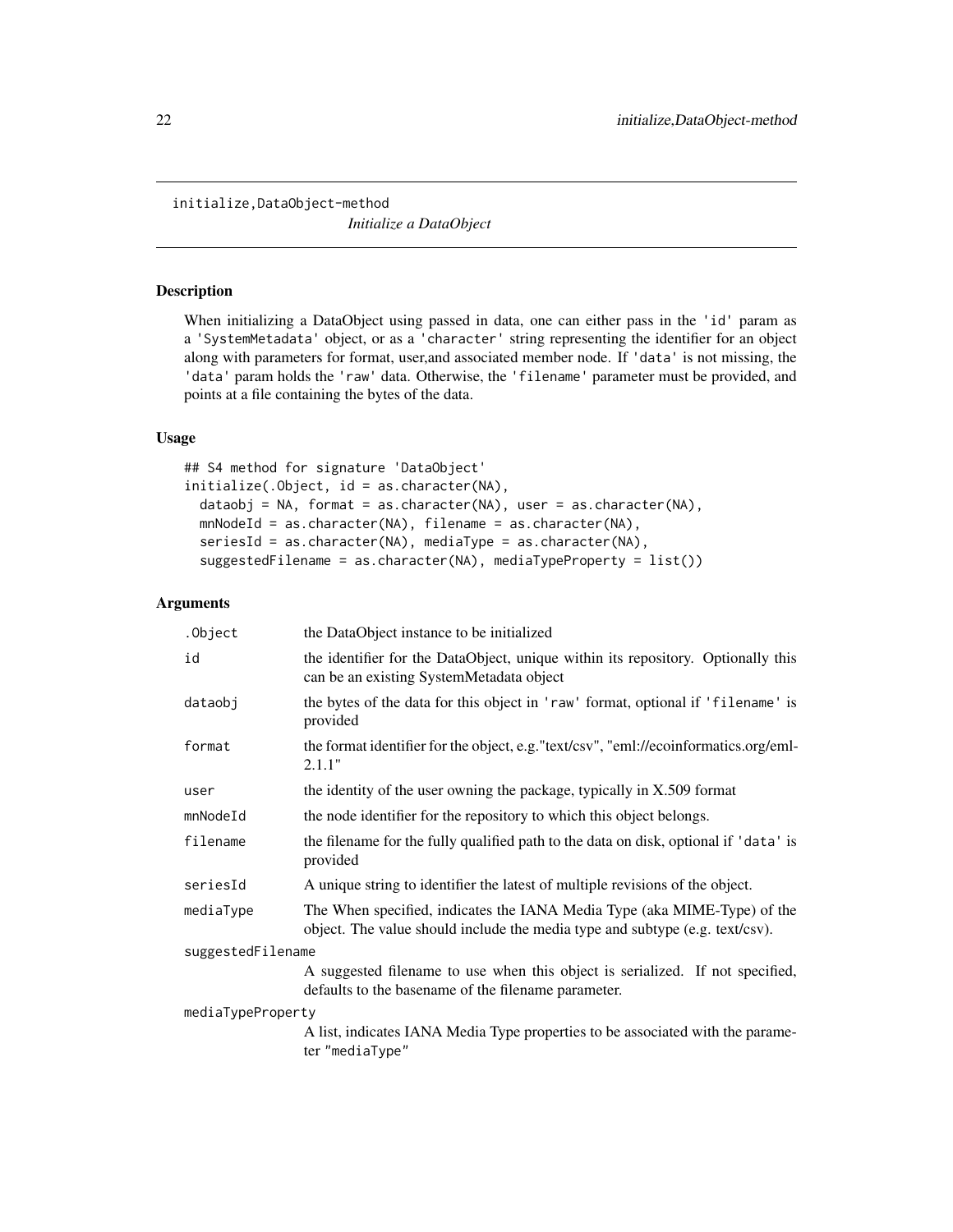# initialize,DataObject-method

*Initialize a DataObject*

## Description

When initializing a DataObject using passed in data, one can either pass in the 'id' param as a 'SystemMetadata' object, or as a 'character' string representing the identifier for an object along with parameters for format, user,and associated member node. If 'data' is not missing, the 'data' param holds the 'raw' data. Otherwise, the 'filename' parameter must be provided, and points at a file containing the bytes of the data.

## Usage

```
## S4 method for signature 'DataObject'
initialize(.Object, id = as.character(NA),
  dataobj = NA, format = as.character(NA), user = as.character(NA),
  mnNodeId = as.character(NA), filename = as.character(NA),
  seriesId = as.character(NA), mediaType = as.character(NA),
  suggestedFilename = as.character(NA), mediaTypeProperty = list())
```

## Arguments

| | |
|---|---|
| `.Object` | the DataObject instance to be initialized |
| `id` | the identifier for the DataObject, unique within its repository. Optionally this can be an existing SystemMetadata object |
| `dataobj` | the bytes of the data for this object in 'raw' format, optional if 'filename' is provided |
| `format` | the format identifier for the object, e.g."text/csv", "eml://ecoinformatics.org/eml-2.1.1" |
| `user` | the identity of the user owning the package, typically in X.509 format |
| `mnNodeId` | the node identifier for the repository to which this object belongs. |
| `filename` | the filename for the fully qualified path to the data on disk, optional if 'data' is provided |
| `seriesId` | A unique string to identifier the latest of multiple revisions of the object. |
| `mediaType` | The When specified, indicates the IANA Media Type (aka MIME-Type) of the object. The value should include the media type and subtype (e.g. text/csv). |
| `suggestedFilename` | A suggested filename to use when this object is serialized. If not specified, defaults to the basename of the filename parameter. |
| `mediaTypeProperty` | A list, indicates IANA Media Type properties to be associated with the parameter "mediaType" |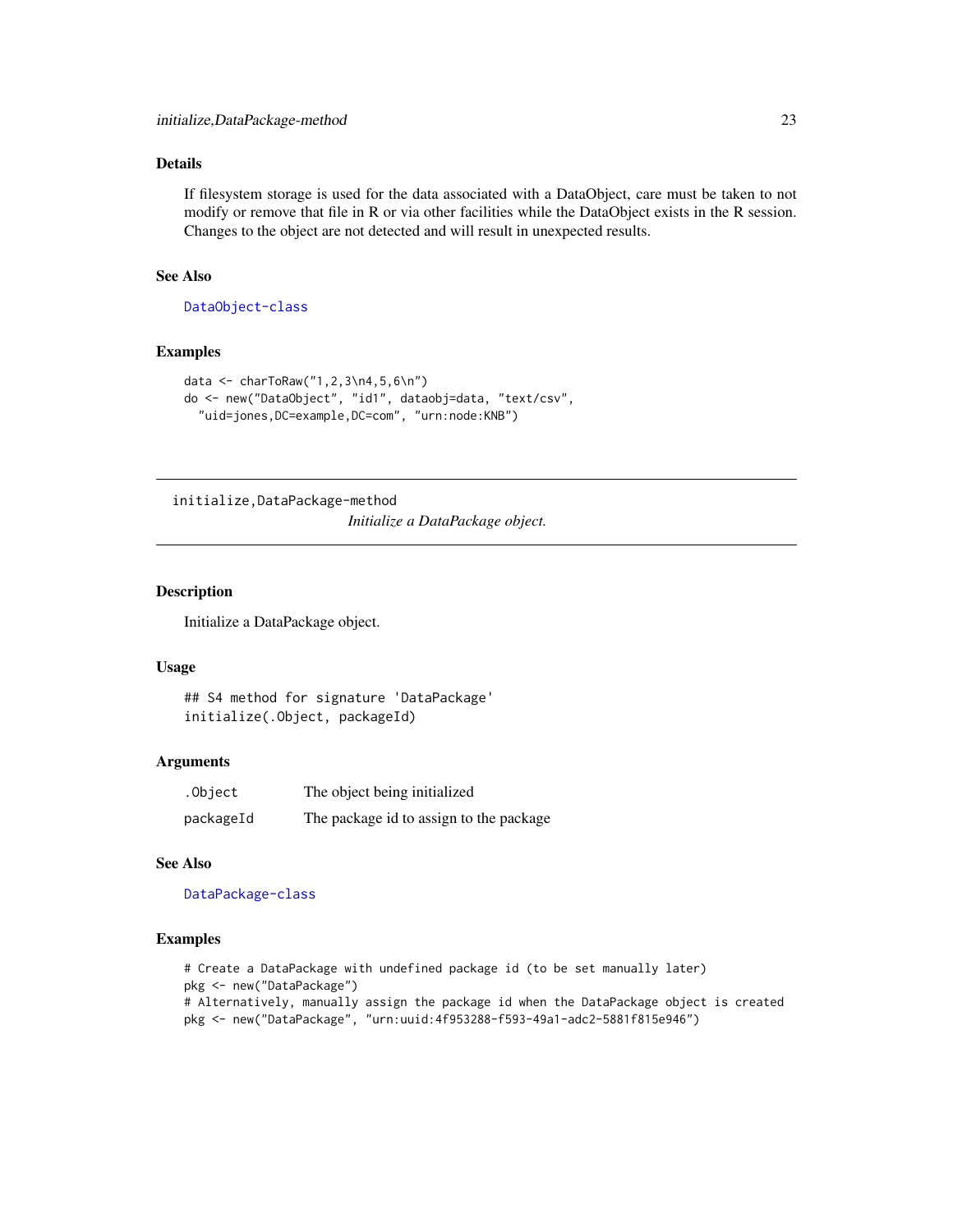## Details

If filesystem storage is used for the data associated with a DataObject, care must be taken to not modify or remove that file in R or via other facilities while the DataObject exists in the R session. Changes to the object are not detected and will result in unexpected results.

## See Also

DataObject-class

## Examples

```
data <- charToRaw("1,2,3\n4,5,6\n")
do <- new("DataObject", "id1", dataobj=data, "text/csv",
  "uid=jones,DC=example,DC=com", "urn:node:KNB")
```

---

# initialize,DataPackage-method

*Initialize a DataPackage object.*

---

## Description

Initialize a DataPackage object.

## Usage

```
## S4 method for signature 'DataPackage'
initialize(.Object, packageId)
```

## Arguments

| | |
|---|---|
| .Object | The object being initialized |
| packageId | The package id to assign to the package |

## See Also

DataPackage-class

## Examples

```
# Create a DataPackage with undefined package id (to be set manually later)
pkg <- new("DataPackage")
# Alternatively, manually assign the package id when the DataPackage object is created
pkg <- new("DataPackage", "urn:uuid:4f953288-f593-49a1-adc2-5881f815e946")
```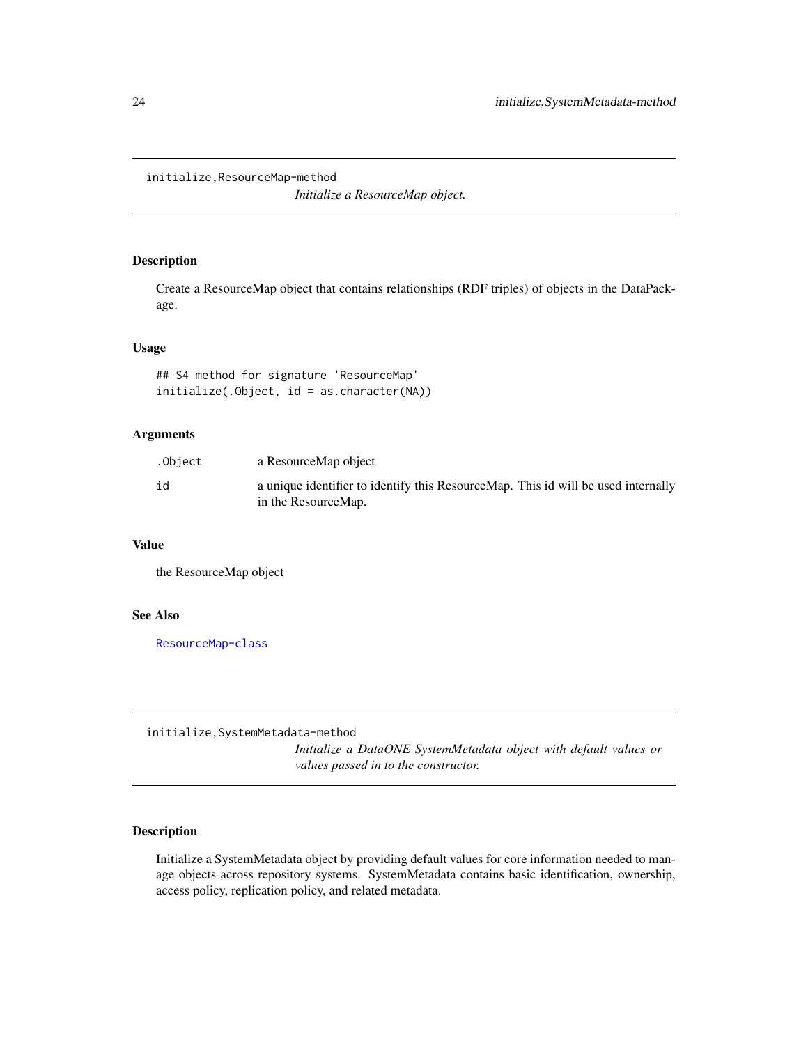## initialize,ResourceMap-method

*Initialize a ResourceMap object.*

### Description

Create a ResourceMap object that contains relationships (RDF triples) of objects in the DataPackage.

### Usage

```
## S4 method for signature 'ResourceMap'
initialize(.Object, id = as.character(NA))
```

### Arguments

| | |
|---|---|
| .Object | a ResourceMap object |
| id | a unique identifier to identify this ResourceMap. This id will be used internally in the ResourceMap. |

### Value

the ResourceMap object

### See Also

ResourceMap-class

## initialize,SystemMetadata-method

*Initialize a DataONE SystemMetadata object with default values or values passed in to the constructor.*

### Description

Initialize a SystemMetadata object by providing default values for core information needed to manage objects across repository systems. SystemMetadata contains basic identification, ownership, access policy, replication policy, and related metadata.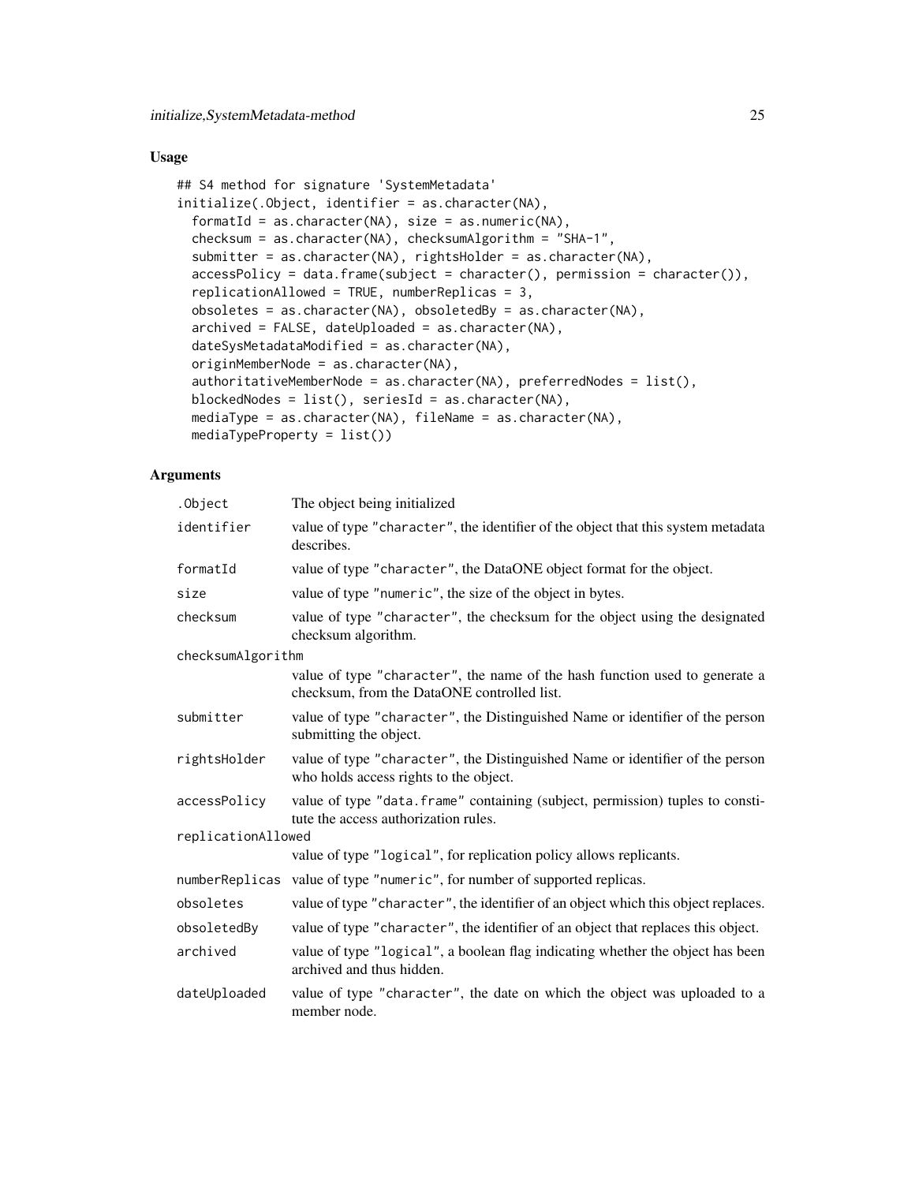## Usage

```
## S4 method for signature 'SystemMetadata'
initialize(.Object, identifier = as.character(NA),
  formatId = as.character(NA), size = as.numeric(NA),
  checksum = as.character(NA), checksumAlgorithm = "SHA-1",
  submitter = as.character(NA), rightsHolder = as.character(NA),
  accessPolicy = data.frame(subject = character(), permission = character()),
  replicationAllowed = TRUE, numberReplicas = 3,
  obsoletes = as.character(NA), obsoletedBy = as.character(NA),
  archived = FALSE, dateUploaded = as.character(NA),
  dateSysMetadataModified = as.character(NA),
  originMemberNode = as.character(NA),
  authoritativeMemberNode = as.character(NA), preferredNodes = list(),
  blockedNodes = list(), seriesId = as.character(NA),
  mediaType = as.character(NA), fileName = as.character(NA),
  mediaTypeProperty = list())
```

## Arguments

| | |
|---|---|
| `.Object` | The object being initialized |
| `identifier` | value of type "character", the identifier of the object that this system metadata describes. |
| `formatId` | value of type "character", the DataONE object format for the object. |
| `size` | value of type "numeric", the size of the object in bytes. |
| `checksum` | value of type "character", the checksum for the object using the designated checksum algorithm. |
| `checksumAlgorithm` | value of type "character", the name of the hash function used to generate a checksum, from the DataONE controlled list. |
| `submitter` | value of type "character", the Distinguished Name or identifier of the person submitting the object. |
| `rightsHolder` | value of type "character", the Distinguished Name or identifier of the person who holds access rights to the object. |
| `accessPolicy` | value of type "data.frame" containing (subject, permission) tuples to constitute the access authorization rules. |
| `replicationAllowed` | value of type "logical", for replication policy allows replicants. |
| `numberReplicas` | value of type "numeric", for number of supported replicas. |
| `obsoletes` | value of type "character", the identifier of an object which this object replaces. |
| `obsoletedBy` | value of type "character", the identifier of an object that replaces this object. |
| `archived` | value of type "logical", a boolean flag indicating whether the object has been archived and thus hidden. |
| `dateUploaded` | value of type "character", the date on which the object was uploaded to a member node. |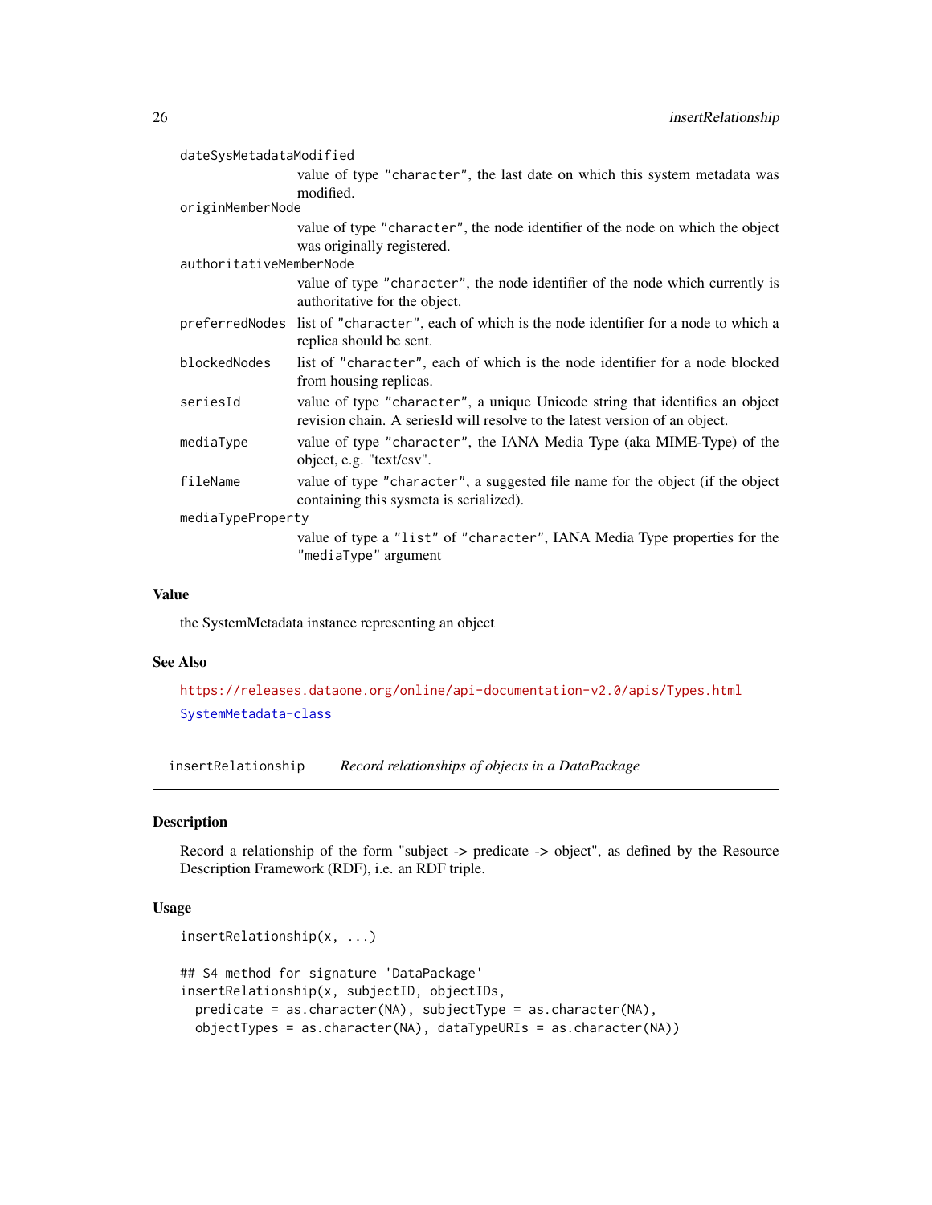| | |
|---|---|
| dateSysMetadataModified | value of type "character", the last date on which this system metadata was modified. |
| originMemberNode | value of type "character", the node identifier of the node on which the object was originally registered. |
| authoritativeMemberNode | value of type "character", the node identifier of the node which currently is authoritative for the object. |
| preferredNodes | list of "character", each of which is the node identifier for a node to which a replica should be sent. |
| blockedNodes | list of "character", each of which is the node identifier for a node blocked from housing replicas. |
| seriesId | value of type "character", a unique Unicode string that identifies an object revision chain. A seriesId will resolve to the latest version of an object. |
| mediaType | value of type "character", the IANA Media Type (aka MIME-Type) of the object, e.g. "text/csv". |
| fileName | value of type "character", a suggested file name for the object (if the object containing this sysmeta is serialized). |
| mediaTypeProperty | value of type a "list" of "character", IANA Media Type properties for the "mediaType" argument |

### Value

the SystemMetadata instance representing an object

### See Also

https://releases.dataone.org/online/api-documentation-v2.0/apis/Types.html

SystemMetadata-class

## insertRelationship *Record relationships of objects in a DataPackage*

### Description

Record a relationship of the form "subject -> predicate -> object", as defined by the Resource Description Framework (RDF), i.e. an RDF triple.

### Usage

```
insertRelationship(x, ...)

## S4 method for signature 'DataPackage'
insertRelationship(x, subjectID, objectIDs,
  predicate = as.character(NA), subjectType = as.character(NA),
  objectTypes = as.character(NA), dataTypeURIs = as.character(NA))
```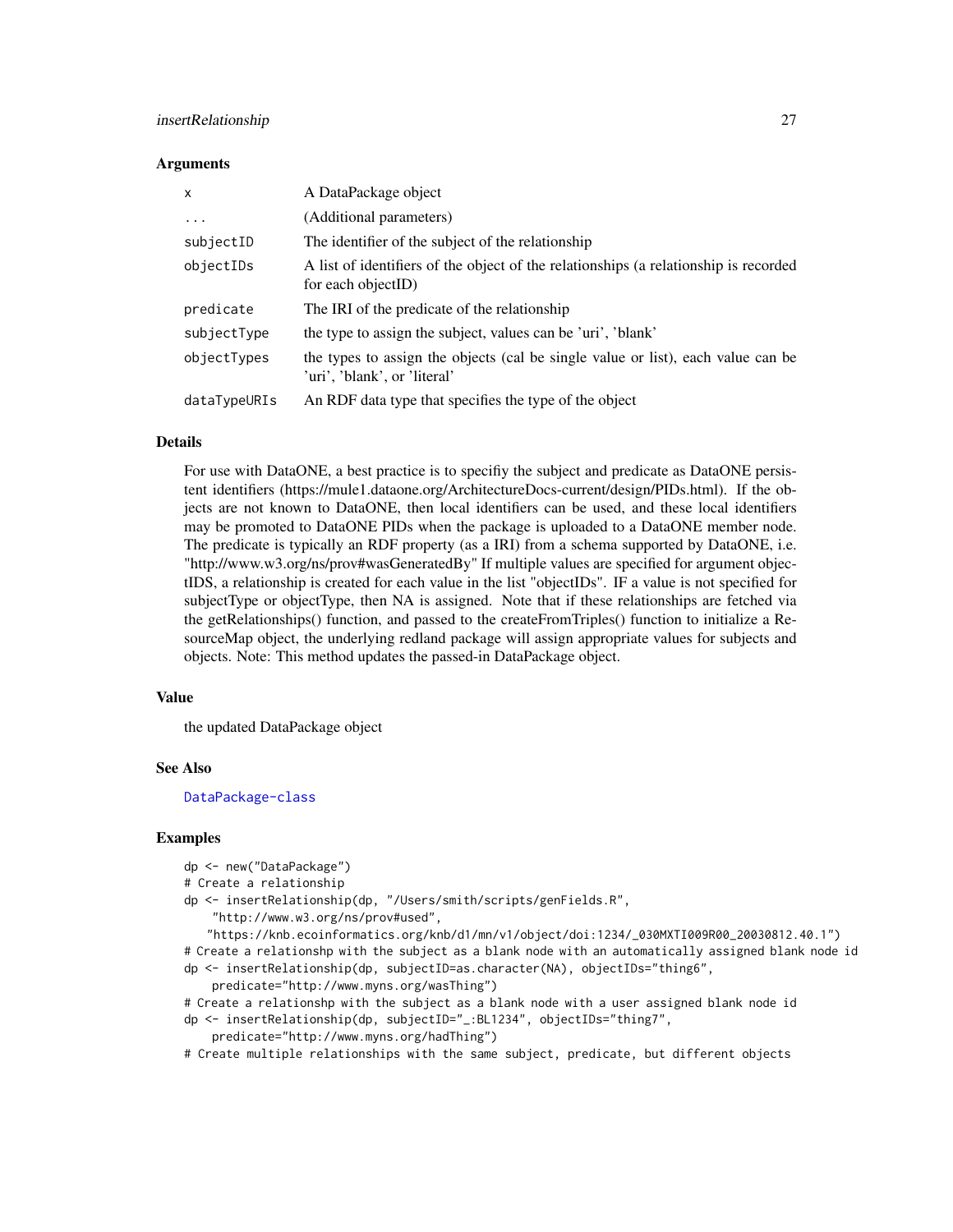### Arguments

| | |
|---|---|
| x | A DataPackage object |
| ... | (Additional parameters) |
| subjectID | The identifier of the subject of the relationship |
| objectIDs | A list of identifiers of the object of the relationships (a relationship is recorded for each objectID) |
| predicate | The IRI of the predicate of the relationship |
| subjectType | the type to assign the subject, values can be 'uri', 'blank' |
| objectTypes | the types to assign the objects (cal be single value or list), each value can be 'uri', 'blank', or 'literal' |
| dataTypeURIs | An RDF data type that specifies the type of the object |

### Details

For use with DataONE, a best practice is to specifiy the subject and predicate as DataONE persistent identifiers (https://mule1.dataone.org/ArchitectureDocs-current/design/PIDs.html). If the objects are not known to DataONE, then local identifiers can be used, and these local identifiers may be promoted to DataONE PIDs when the package is uploaded to a DataONE member node. The predicate is typically an RDF property (as a IRI) from a schema supported by DataONE, i.e. "http://www.w3.org/ns/prov#wasGeneratedBy" If multiple values are specified for argument objectIDS, a relationship is created for each value in the list "objectIDs". IF a value is not specified for subjectType or objectType, then NA is assigned. Note that if these relationships are fetched via the getRelationships() function, and passed to the createFromTriples() function to initialize a ResourceMap object, the underlying redland package will assign appropriate values for subjects and objects. Note: This method updates the passed-in DataPackage object.

### Value

the updated DataPackage object

### See Also

DataPackage-class

### Examples

```
dp <- new("DataPackage")
# Create a relationship
dp <- insertRelationship(dp, "/Users/smith/scripts/genFields.R",
    "http://www.w3.org/ns/prov#used",
   "https://knb.ecoinformatics.org/knb/d1/mn/v1/object/doi:1234/_030MXTI009R00_20030812.40.1")
# Create a relationshp with the subject as a blank node with an automatically assigned blank node id
dp <- insertRelationship(dp, subjectID=as.character(NA), objectIDs="thing6",
    predicate="http://www.myns.org/wasThing")
# Create a relationshp with the subject as a blank node with a user assigned blank node id
dp <- insertRelationship(dp, subjectID="_:BL1234", objectIDs="thing7",
    predicate="http://www.myns.org/hadThing")
# Create multiple relationships with the same subject, predicate, but different objects
```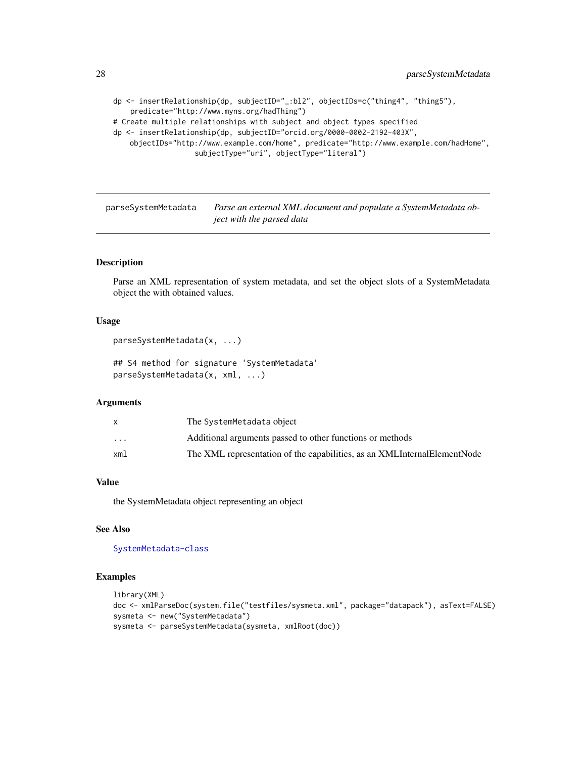```
dp <- insertRelationship(dp, subjectID="_:bl2", objectIDs=c("thing4", "thing5"),
    predicate="http://www.myns.org/hadThing")
# Create multiple relationships with subject and object types specified
dp <- insertRelationship(dp, subjectID="orcid.org/0000-0002-2192-403X",
    objectIDs="http://www.example.com/home", predicate="http://www.example.com/hadHome",
                   subjectType="uri", objectType="literal")
```

## parseSystemMetadata — *Parse an external XML document and populate a SystemMetadata object with the parsed data*

### Description

Parse an XML representation of system metadata, and set the object slots of a SystemMetadata object the with obtained values.

### Usage

```
parseSystemMetadata(x, ...)

## S4 method for signature 'SystemMetadata'
parseSystemMetadata(x, xml, ...)
```

### Arguments

| | |
|---|---|
| x | The SystemMetadata object |
| ... | Additional arguments passed to other functions or methods |
| xml | The XML representation of the capabilities, as an XMLInternalElementNode |

### Value

the SystemMetadata object representing an object

### See Also

SystemMetadata-class

### Examples

```
library(XML)
doc <- xmlParseDoc(system.file("testfiles/sysmeta.xml", package="datapack"), asText=FALSE)
sysmeta <- new("SystemMetadata")
sysmeta <- parseSystemMetadata(sysmeta, xmlRoot(doc))
```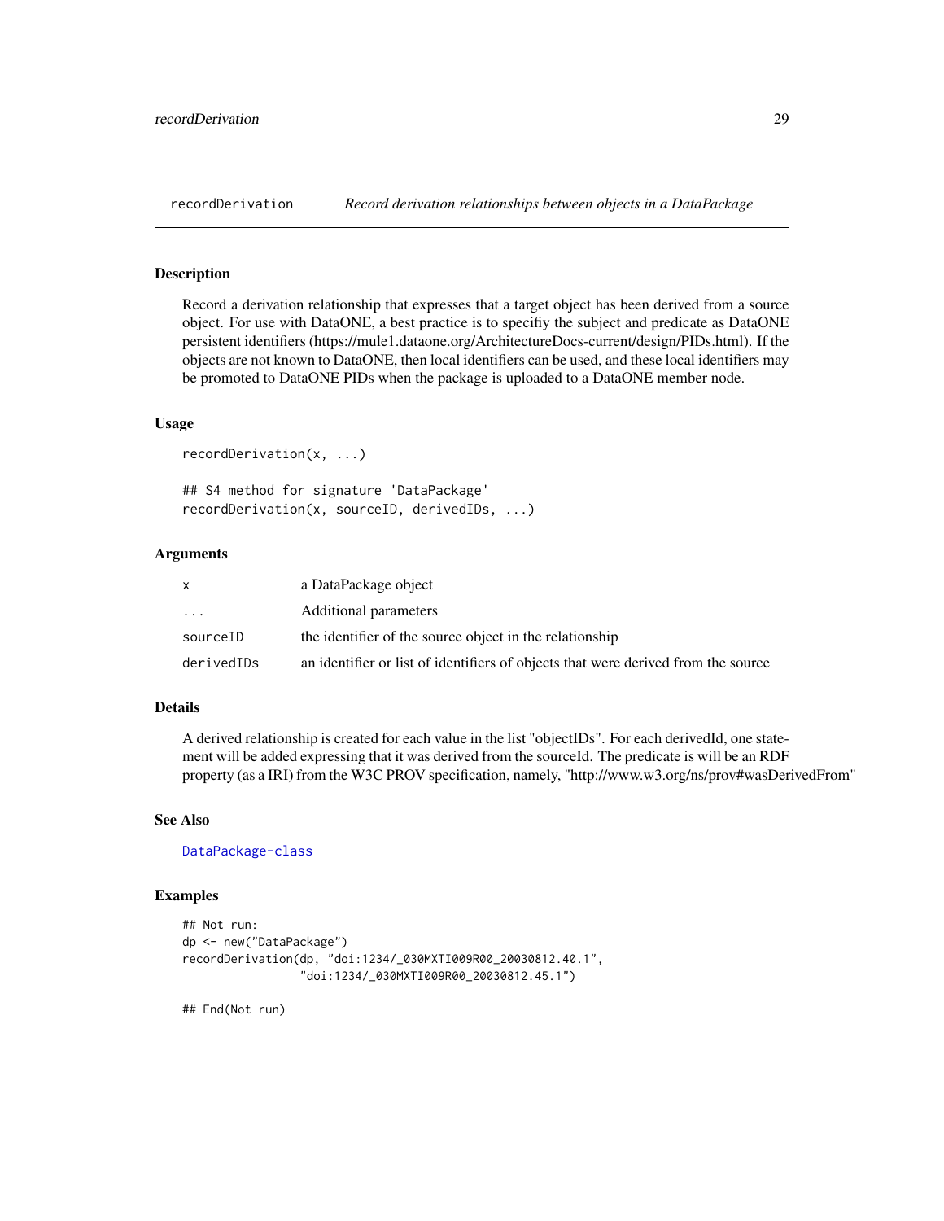## recordDerivation    *Record derivation relationships between objects in a DataPackage*

### Description

Record a derivation relationship that expresses that a target object has been derived from a source object. For use with DataONE, a best practice is to specifiy the subject and predicate as DataONE persistent identifiers (https://mule1.dataone.org/ArchitectureDocs-current/design/PIDs.html). If the objects are not known to DataONE, then local identifiers can be used, and these local identifiers may be promoted to DataONE PIDs when the package is uploaded to a DataONE member node.

### Usage

```
recordDerivation(x, ...)

## S4 method for signature 'DataPackage'
recordDerivation(x, sourceID, derivedIDs, ...)
```

### Arguments

| | |
|---|---|
| x | a DataPackage object |
| ... | Additional parameters |
| sourceID | the identifier of the source object in the relationship |
| derivedIDs | an identifier or list of identifiers of objects that were derived from the source |

### Details

A derived relationship is created for each value in the list "objectIDs". For each derivedId, one statement will be added expressing that it was derived from the sourceId. The predicate is will be an RDF property (as a IRI) from the W3C PROV specification, namely, "http://www.w3.org/ns/prov#wasDerivedFrom"

### See Also

DataPackage-class

### Examples

```
## Not run:
dp <- new("DataPackage")
recordDerivation(dp, "doi:1234/_030MXTI009R00_20030812.40.1",
                 "doi:1234/_030MXTI009R00_20030812.45.1")

## End(Not run)
```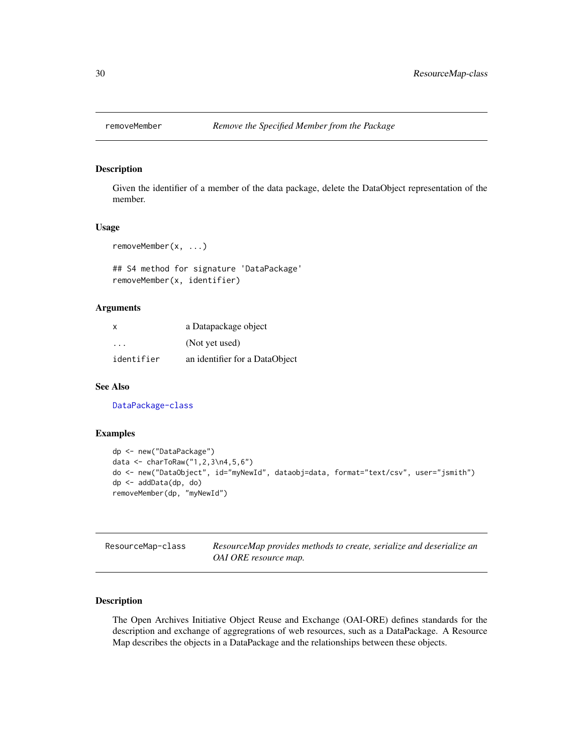## removeMember — *Remove the Specified Member from the Package*

### Description

Given the identifier of a member of the data package, delete the DataObject representation of the member.

### Usage

```
removeMember(x, ...)

## S4 method for signature 'DataPackage'
removeMember(x, identifier)
```

### Arguments

| | |
|---|---|
| `x` | a Datapackage object |
| `...` | (Not yet used) |
| `identifier` | an identifier for a DataObject |

### See Also

`DataPackage-class`

### Examples

```
dp <- new("DataPackage")
data <- charToRaw("1,2,3\n4,5,6")
do <- new("DataObject", id="myNewId", dataobj=data, format="text/csv", user="jsmith")
dp <- addData(dp, do)
removeMember(dp, "myNewId")
```

## ResourceMap-class — *ResourceMap provides methods to create, serialize and deserialize an OAI ORE resource map.*

### Description

The Open Archives Initiative Object Reuse and Exchange (OAI-ORE) defines standards for the description and exchange of aggregrations of web resources, such as a DataPackage. A Resource Map describes the objects in a DataPackage and the relationships between these objects.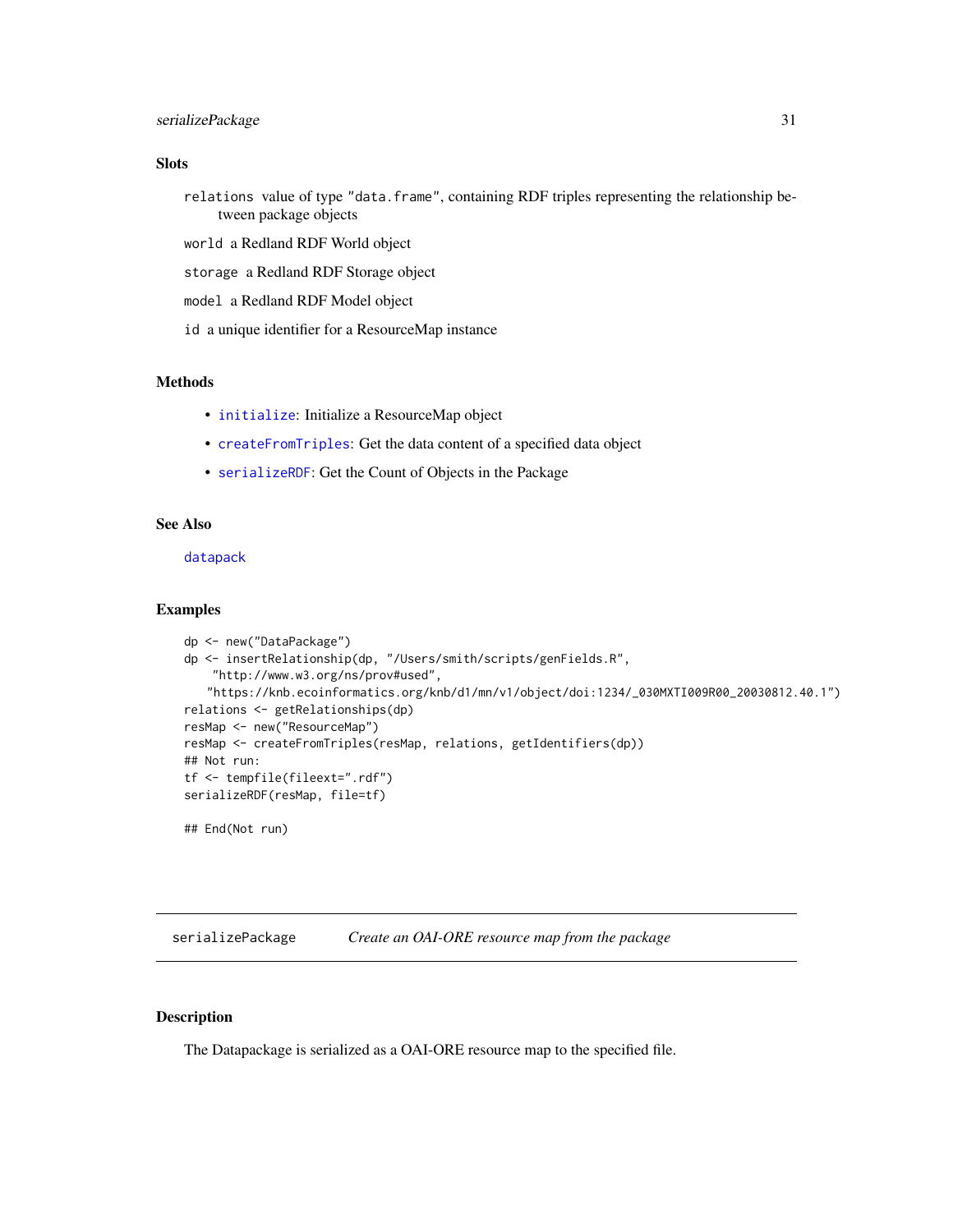### Slots

`relations` value of type "data.frame", containing RDF triples representing the relationship between package objects

`world` a Redland RDF World object

`storage` a Redland RDF Storage object

`model` a Redland RDF Model object

`id` a unique identifier for a ResourceMap instance

### Methods

- `initialize`: Initialize a ResourceMap object
- `createFromTriples`: Get the data content of a specified data object
- `serializeRDF`: Get the Count of Objects in the Package

### See Also

`datapack`

### Examples

```
dp <- new("DataPackage")
dp <- insertRelationship(dp, "/Users/smith/scripts/genFields.R",
    "http://www.w3.org/ns/prov#used",
   "https://knb.ecoinformatics.org/knb/d1/mn/v1/object/doi:1234/_030MXTI009R00_20030812.40.1")
relations <- getRelationships(dp)
resMap <- new("ResourceMap")
resMap <- createFromTriples(resMap, relations, getIdentifiers(dp))
## Not run:
tf <- tempfile(fileext=".rdf")
serializeRDF(resMap, file=tf)

## End(Not run)
```

---

## serializePackage — *Create an OAI-ORE resource map from the package*

### Description

The Datapackage is serialized as a OAI-ORE resource map to the specified file.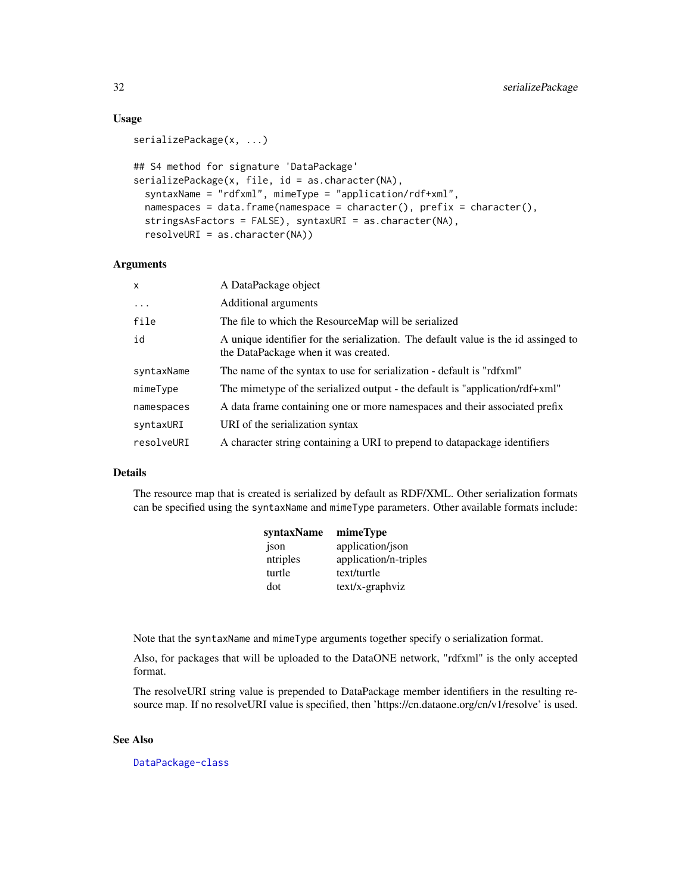## Usage

```
serializePackage(x, ...)

## S4 method for signature 'DataPackage'
serializePackage(x, file, id = as.character(NA),
  syntaxName = "rdfxml", mimeType = "application/rdf+xml",
  namespaces = data.frame(namespace = character(), prefix = character(),
  stringsAsFactors = FALSE), syntaxURI = as.character(NA),
  resolveURI = as.character(NA))
```

## Arguments

| | |
|---|---|
| `x` | A DataPackage object |
| `...` | Additional arguments |
| `file` | The file to which the ResourceMap will be serialized |
| `id` | A unique identifier for the serialization. The default value is the id assinged to the DataPackage when it was created. |
| `syntaxName` | The name of the syntax to use for serialization - default is "rdfxml" |
| `mimeType` | The mimetype of the serialized output - the default is "application/rdf+xml" |
| `namespaces` | A data frame containing one or more namespaces and their associated prefix |
| `syntaxURI` | URI of the serialization syntax |
| `resolveURI` | A character string containing a URI to prepend to datapackage identifiers |

## Details

The resource map that is created is serialized by default as RDF/XML. Other serialization formats can be specified using the `syntaxName` and `mimeType` parameters. Other available formats include:

| syntaxName | mimeType |
|---|---|
| json | application/json |
| ntriples | application/n-triples |
| turtle | text/turtle |
| dot | text/x-graphviz |

Note that the `syntaxName` and `mimeType` arguments together specify o serialization format.

Also, for packages that will be uploaded to the DataONE network, "rdfxml" is the only accepted format.

The resolveURI string value is prepended to DataPackage member identifiers in the resulting resource map. If no resolveURI value is specified, then 'https://cn.dataone.org/cn/v1/resolve' is used.

## See Also

DataPackage-class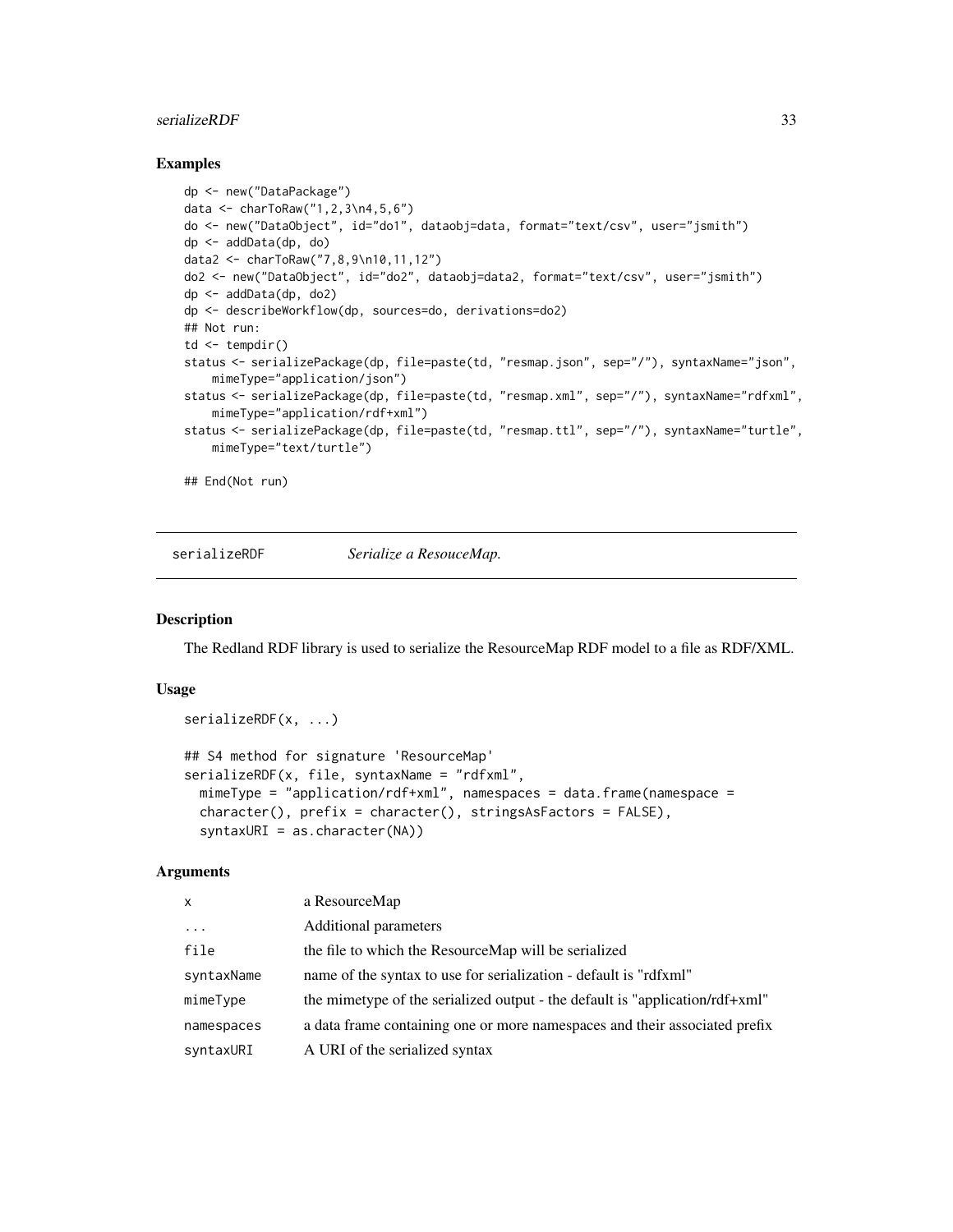## Examples

```
dp <- new("DataPackage")
data <- charToRaw("1,2,3\n4,5,6")
do <- new("DataObject", id="do1", dataobj=data, format="text/csv", user="jsmith")
dp <- addData(dp, do)
data2 <- charToRaw("7,8,9\n10,11,12")
do2 <- new("DataObject", id="do2", dataobj=data2, format="text/csv", user="jsmith")
dp <- addData(dp, do2)
dp <- describeWorkflow(dp, sources=do, derivations=do2)
## Not run:
td <- tempdir()
status <- serializePackage(dp, file=paste(td, "resmap.json", sep="/"), syntaxName="json",
    mimeType="application/json")
status <- serializePackage(dp, file=paste(td, "resmap.xml", sep="/"), syntaxName="rdfxml",
    mimeType="application/rdf+xml")
status <- serializePackage(dp, file=paste(td, "resmap.ttl", sep="/"), syntaxName="turtle",
    mimeType="text/turtle")

## End(Not run)
```

---

# serializeRDF — *Serialize a ResouceMap.*

---

## Description

The Redland RDF library is used to serialize the ResourceMap RDF model to a file as RDF/XML.

## Usage

```
serializeRDF(x, ...)

## S4 method for signature 'ResourceMap'
serializeRDF(x, file, syntaxName = "rdfxml",
  mimeType = "application/rdf+xml", namespaces = data.frame(namespace =
  character(), prefix = character(), stringsAsFactors = FALSE),
  syntaxURI = as.character(NA))
```

## Arguments

| | |
|---|---|
| `x` | a ResourceMap |
| `...` | Additional parameters |
| `file` | the file to which the ResourceMap will be serialized |
| `syntaxName` | name of the syntax to use for serialization - default is "rdfxml" |
| `mimeType` | the mimetype of the serialized output - the default is "application/rdf+xml" |
| `namespaces` | a data frame containing one or more namespaces and their associated prefix |
| `syntaxURI` | A URI of the serialized syntax |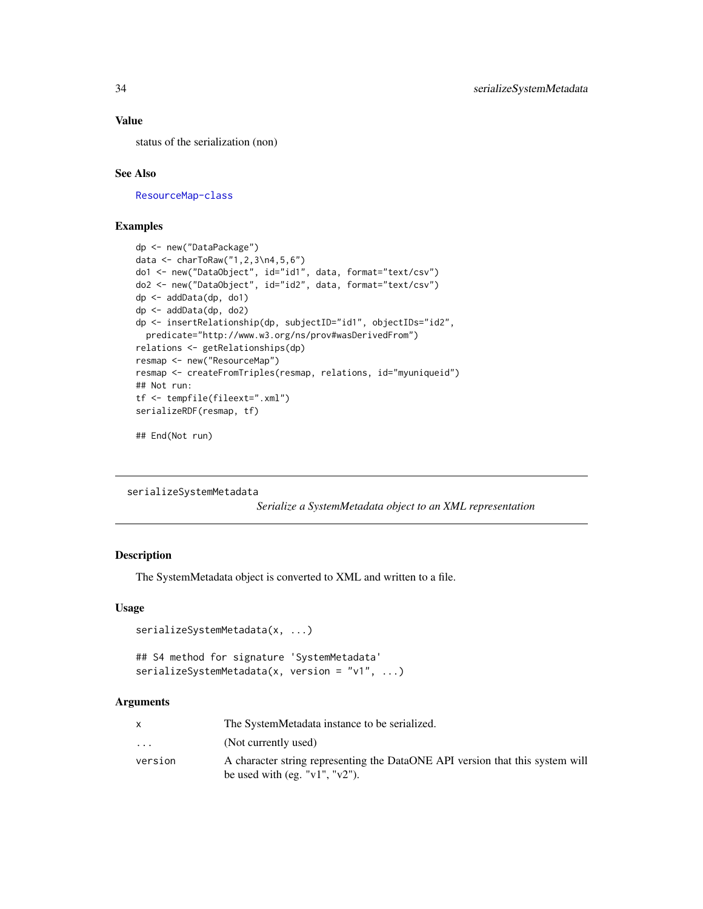### Value

status of the serialization (non)

### See Also

ResourceMap-class

### Examples

```
dp <- new("DataPackage")
data <- charToRaw("1,2,3\n4,5,6")
do1 <- new("DataObject", id="id1", data, format="text/csv")
do2 <- new("DataObject", id="id2", data, format="text/csv")
dp <- addData(dp, do1)
dp <- addData(dp, do2)
dp <- insertRelationship(dp, subjectID="id1", objectIDs="id2",
  predicate="http://www.w3.org/ns/prov#wasDerivedFrom")
relations <- getRelationships(dp)
resmap <- new("ResourceMap")
resmap <- createFromTriples(resmap, relations, id="myuniqueid")
## Not run:
tf <- tempfile(fileext=".xml")
serializeRDF(resmap, tf)

## End(Not run)
```

---

## serializeSystemMetadata

*Serialize a SystemMetadata object to an XML representation*

---

### Description

The SystemMetadata object is converted to XML and written to a file.

### Usage

```
serializeSystemMetadata(x, ...)

## S4 method for signature 'SystemMetadata'
serializeSystemMetadata(x, version = "v1", ...)
```

### Arguments

| | |
|---|---|
| x | The SystemMetadata instance to be serialized. |
| ... | (Not currently used) |
| version | A character string representing the DataONE API version that this system will be used with (eg. "v1", "v2"). |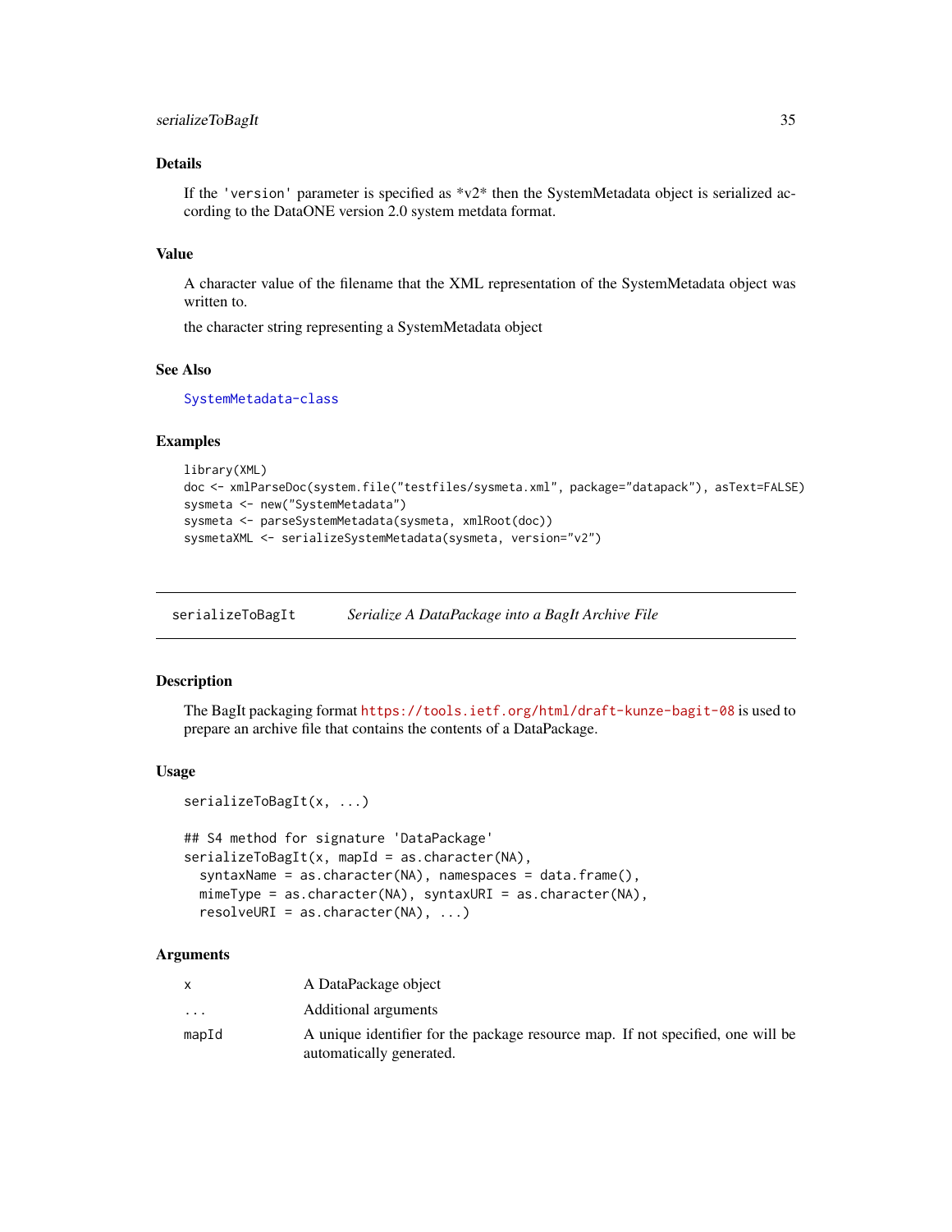### Details

If the 'version' parameter is specified as *v2* then the SystemMetadata object is serialized according to the DataONE version 2.0 system metdata format.

### Value

A character value of the filename that the XML representation of the SystemMetadata object was written to.

the character string representing a SystemMetadata object

### See Also

SystemMetadata-class

### Examples

```
library(XML)
doc <- xmlParseDoc(system.file("testfiles/sysmeta.xml", package="datapack"), asText=FALSE)
sysmeta <- new("SystemMetadata")
sysmeta <- parseSystemMetadata(sysmeta, xmlRoot(doc))
sysmetaXML <- serializeSystemMetadata(sysmeta, version="v2")
```

---

## serializeToBagIt &nbsp;&nbsp;&nbsp; *Serialize A DataPackage into a BagIt Archive File*

### Description

The BagIt packaging format https://tools.ietf.org/html/draft-kunze-bagit-08 is used to prepare an archive file that contains the contents of a DataPackage.

### Usage

```
serializeToBagIt(x, ...)

## S4 method for signature 'DataPackage'
serializeToBagIt(x, mapId = as.character(NA),
  syntaxName = as.character(NA), namespaces = data.frame(),
  mimeType = as.character(NA), syntaxURI = as.character(NA),
  resolveURI = as.character(NA), ...)
```

### Arguments

| | |
|---|---|
| x | A DataPackage object |
| ... | Additional arguments |
| mapId | A unique identifier for the package resource map. If not specified, one will be automatically generated. |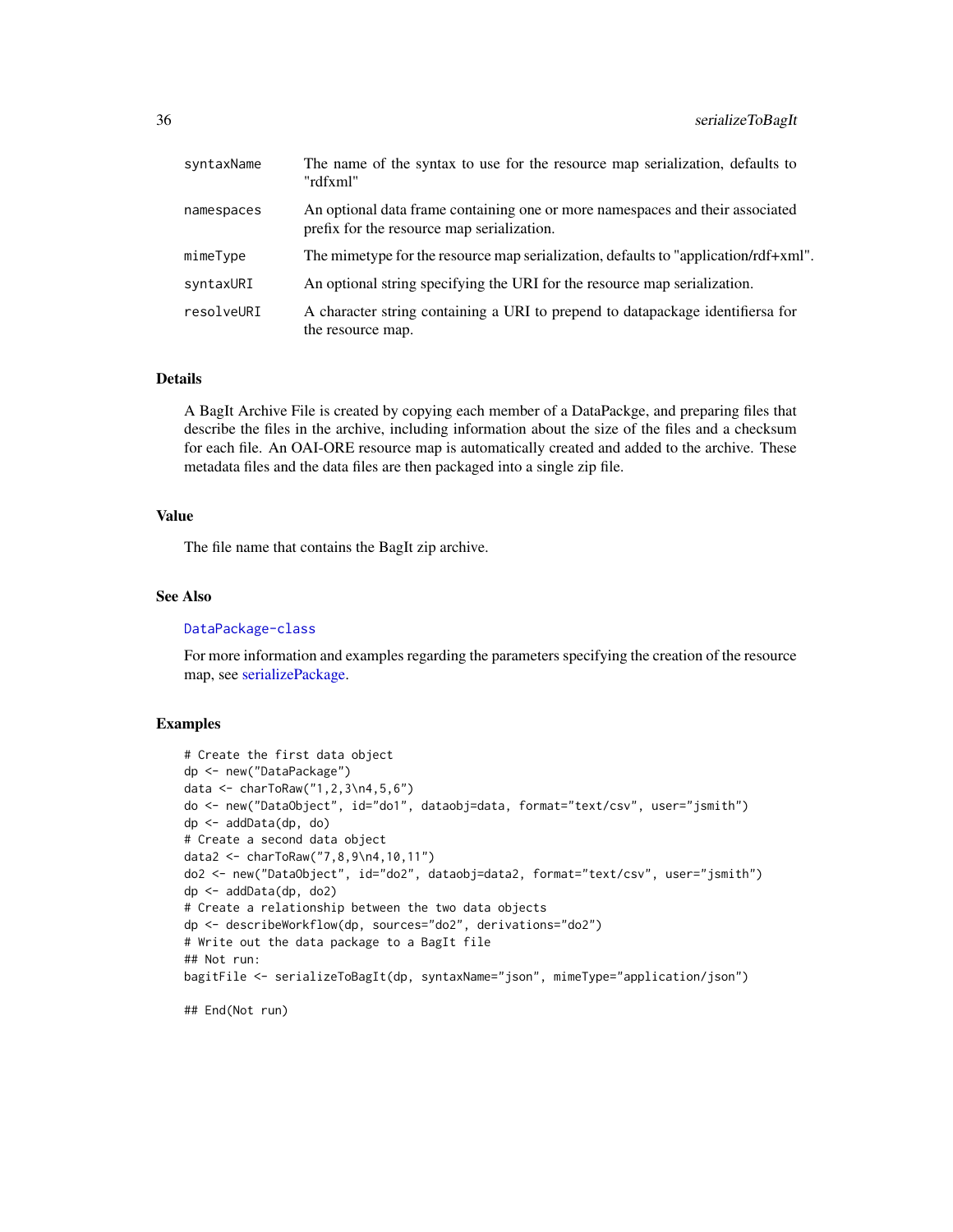| | |
|---|---|
| syntaxName | The name of the syntax to use for the resource map serialization, defaults to "rdfxml" |
| namespaces | An optional data frame containing one or more namespaces and their associated prefix for the resource map serialization. |
| mimeType | The mimetype for the resource map serialization, defaults to "application/rdf+xml". |
| syntaxURI | An optional string specifying the URI for the resource map serialization. |
| resolveURI | A character string containing a URI to prepend to datapackage identifiersa for the resource map. |

## Details

A BagIt Archive File is created by copying each member of a DataPackge, and preparing files that describe the files in the archive, including information about the size of the files and a checksum for each file. An OAI-ORE resource map is automatically created and added to the archive. These metadata files and the data files are then packaged into a single zip file.

## Value

The file name that contains the BagIt zip archive.

## See Also

DataPackage-class

For more information and examples regarding the parameters specifying the creation of the resource map, see serializePackage.

## Examples

```
# Create the first data object
dp <- new("DataPackage")
data <- charToRaw("1,2,3\n4,5,6")
do <- new("DataObject", id="do1", dataobj=data, format="text/csv", user="jsmith")
dp <- addData(dp, do)
# Create a second data object
data2 <- charToRaw("7,8,9\n4,10,11")
do2 <- new("DataObject", id="do2", dataobj=data2, format="text/csv", user="jsmith")
dp <- addData(dp, do2)
# Create a relationship between the two data objects
dp <- describeWorkflow(dp, sources="do2", derivations="do2")
# Write out the data package to a BagIt file
## Not run:
bagitFile <- serializeToBagIt(dp, syntaxName="json", mimeType="application/json")

## End(Not run)
```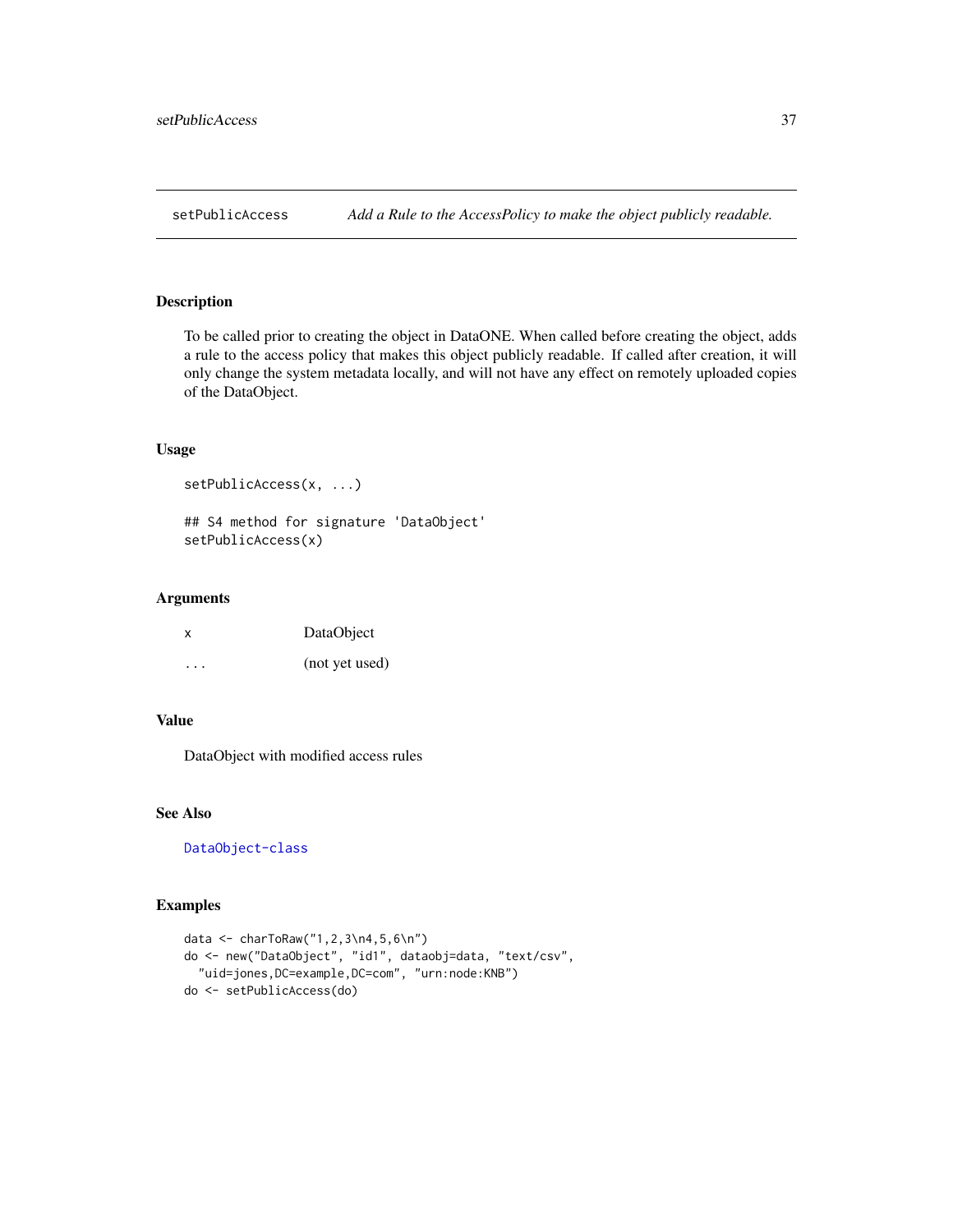## setPublicAccess — *Add a Rule to the AccessPolicy to make the object publicly readable.*

### Description

To be called prior to creating the object in DataONE. When called before creating the object, adds a rule to the access policy that makes this object publicly readable. If called after creation, it will only change the system metadata locally, and will not have any effect on remotely uploaded copies of the DataObject.

### Usage

```
setPublicAccess(x, ...)

## S4 method for signature 'DataObject'
setPublicAccess(x)
```

### Arguments

| | |
|---|---|
| x | DataObject |
| ... | (not yet used) |

### Value

DataObject with modified access rules

### See Also

DataObject-class

### Examples

```
data <- charToRaw("1,2,3\n4,5,6\n")
do <- new("DataObject", "id1", dataobj=data, "text/csv",
  "uid=jones,DC=example,DC=com", "urn:node:KNB")
do <- setPublicAccess(do)
```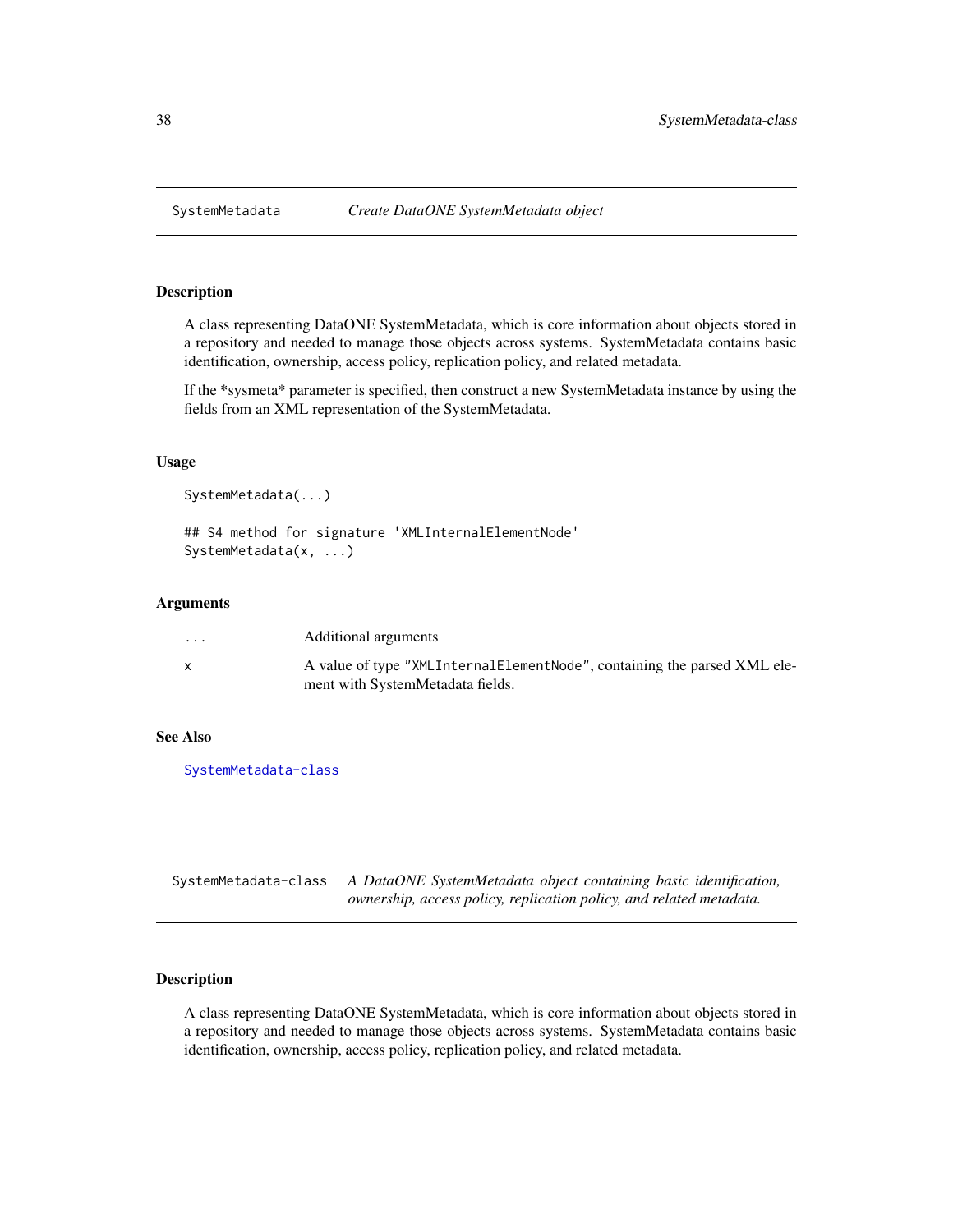## SystemMetadata — *Create DataONE SystemMetadata object*

### Description

A class representing DataONE SystemMetadata, which is core information about objects stored in a repository and needed to manage those objects across systems. SystemMetadata contains basic identification, ownership, access policy, replication policy, and related metadata.

If the *sysmeta* parameter is specified, then construct a new SystemMetadata instance by using the fields from an XML representation of the SystemMetadata.

### Usage

```
SystemMetadata(...)

## S4 method for signature 'XMLInternalElementNode'
SystemMetadata(x, ...)
```

### Arguments

| | |
|---|---|
| `...` | Additional arguments |
| `x` | A value of type "XMLInternalElementNode", containing the parsed XML element with SystemMetadata fields. |

### See Also

SystemMetadata-class

## SystemMetadata-class — *A DataONE SystemMetadata object containing basic identification, ownership, access policy, replication policy, and related metadata.*

### Description

A class representing DataONE SystemMetadata, which is core information about objects stored in a repository and needed to manage those objects across systems. SystemMetadata contains basic identification, ownership, access policy, replication policy, and related metadata.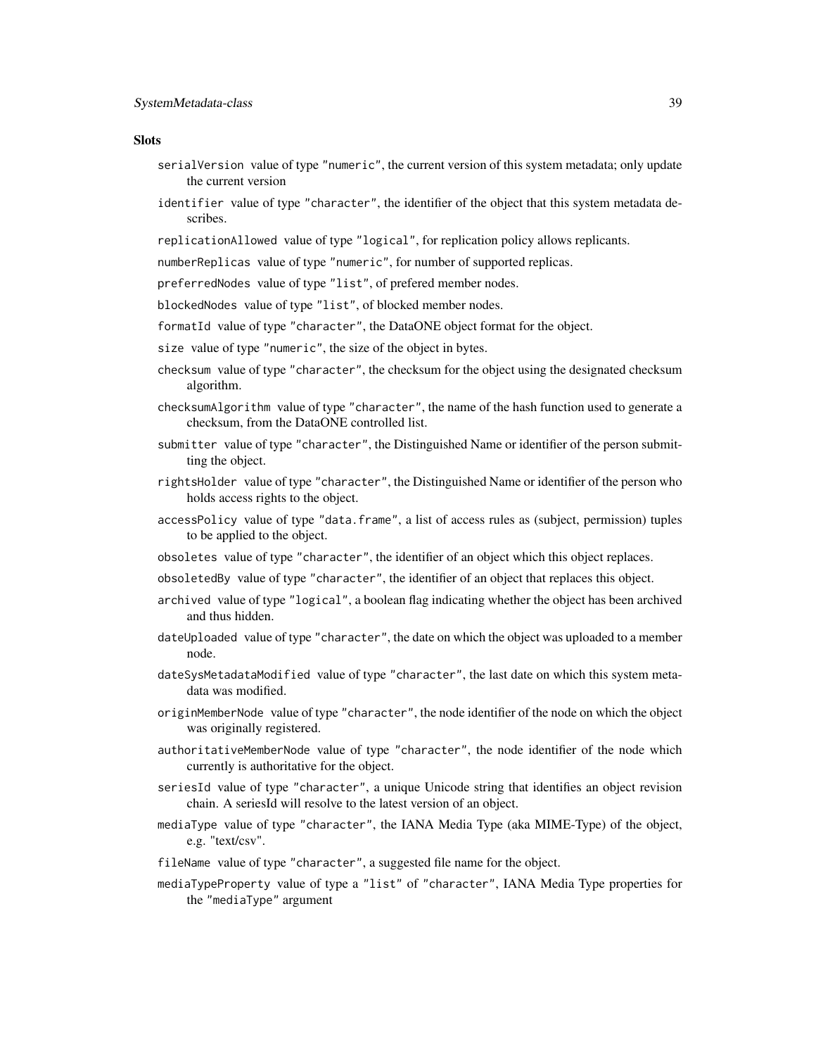### Slots

- `serialVersion` value of type `"numeric"`, the current version of this system metadata; only update the current version
- `identifier` value of type `"character"`, the identifier of the object that this system metadata describes.
- `replicationAllowed` value of type `"logical"`, for replication policy allows replicants.
- `numberReplicas` value of type `"numeric"`, for number of supported replicas.
- `preferredNodes` value of type `"list"`, of prefered member nodes.
- `blockedNodes` value of type `"list"`, of blocked member nodes.
- `formatId` value of type `"character"`, the DataONE object format for the object.
- `size` value of type `"numeric"`, the size of the object in bytes.
- `checksum` value of type `"character"`, the checksum for the object using the designated checksum algorithm.
- `checksumAlgorithm` value of type `"character"`, the name of the hash function used to generate a checksum, from the DataONE controlled list.
- `submitter` value of type `"character"`, the Distinguished Name or identifier of the person submitting the object.
- `rightsHolder` value of type `"character"`, the Distinguished Name or identifier of the person who holds access rights to the object.
- `accessPolicy` value of type `"data.frame"`, a list of access rules as (subject, permission) tuples to be applied to the object.
- `obsoletes` value of type `"character"`, the identifier of an object which this object replaces.
- `obsoletedBy` value of type `"character"`, the identifier of an object that replaces this object.
- `archived` value of type `"logical"`, a boolean flag indicating whether the object has been archived and thus hidden.
- `dateUploaded` value of type `"character"`, the date on which the object was uploaded to a member node.
- `dateSysMetadataModified` value of type `"character"`, the last date on which this system metadata was modified.
- `originMemberNode` value of type `"character"`, the node identifier of the node on which the object was originally registered.
- `authoritativeMemberNode` value of type `"character"`, the node identifier of the node which currently is authoritative for the object.
- `seriesId` value of type `"character"`, a unique Unicode string that identifies an object revision chain. A seriesId will resolve to the latest version of an object.
- `mediaType` value of type `"character"`, the IANA Media Type (aka MIME-Type) of the object, e.g. "text/csv".
- `fileName` value of type `"character"`, a suggested file name for the object.
- `mediaTypeProperty` value of type a `"list"` of `"character"`, IANA Media Type properties for the `"mediaType"` argument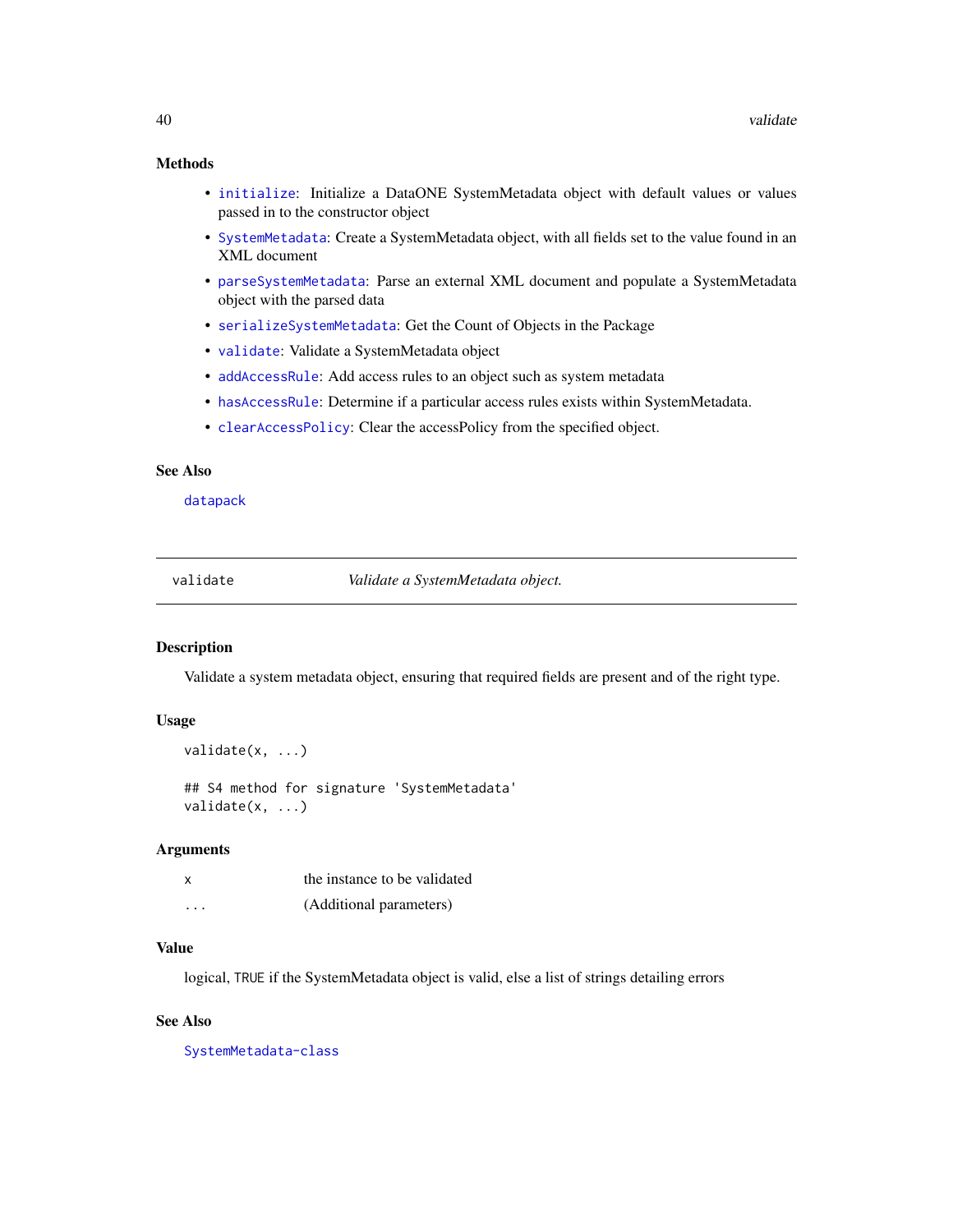### Methods

- `initialize`: Initialize a DataONE SystemMetadata object with default values or values passed in to the constructor object
- `SystemMetadata`: Create a SystemMetadata object, with all fields set to the value found in an XML document
- `parseSystemMetadata`: Parse an external XML document and populate a SystemMetadata object with the parsed data
- `serializeSystemMetadata`: Get the Count of Objects in the Package
- `validate`: Validate a SystemMetadata object
- `addAccessRule`: Add access rules to an object such as system metadata
- `hasAccessRule`: Determine if a particular access rules exists within SystemMetadata.
- `clearAccessPolicy`: Clear the accessPolicy from the specified object.

### See Also

`datapack`

---

## validate — *Validate a SystemMetadata object.*

### Description

Validate a system metadata object, ensuring that required fields are present and of the right type.

### Usage

```
validate(x, ...)

## S4 method for signature 'SystemMetadata'
validate(x, ...)
```

### Arguments

| | |
|---|---|
| `x` | the instance to be validated |
| `...` | (Additional parameters) |

### Value

logical, `TRUE` if the SystemMetadata object is valid, else a list of strings detailing errors

### See Also

`SystemMetadata-class`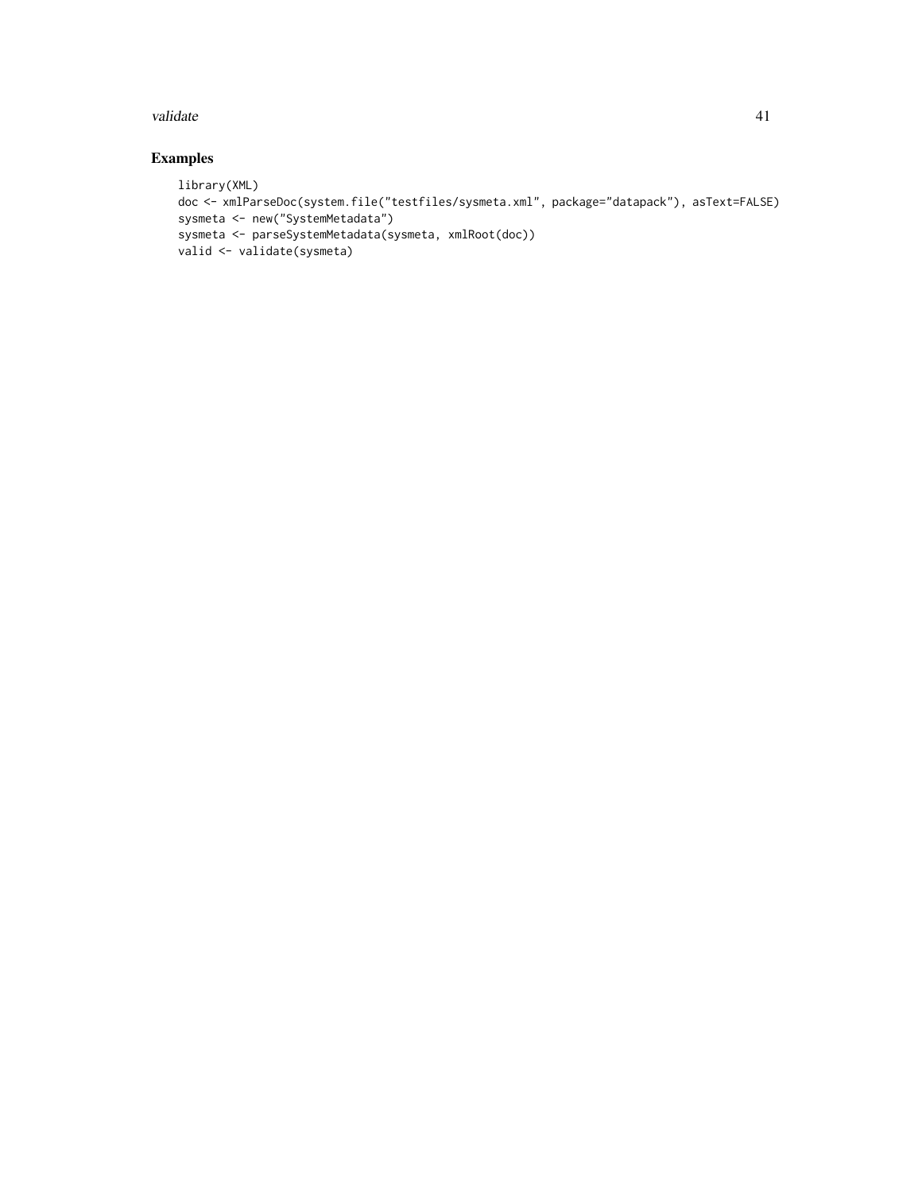## Examples

```
library(XML)
doc <- xmlParseDoc(system.file("testfiles/sysmeta.xml", package="datapack"), asText=FALSE)
sysmeta <- new("SystemMetadata")
sysmeta <- parseSystemMetadata(sysmeta, xmlRoot(doc))
valid <- validate(sysmeta)
```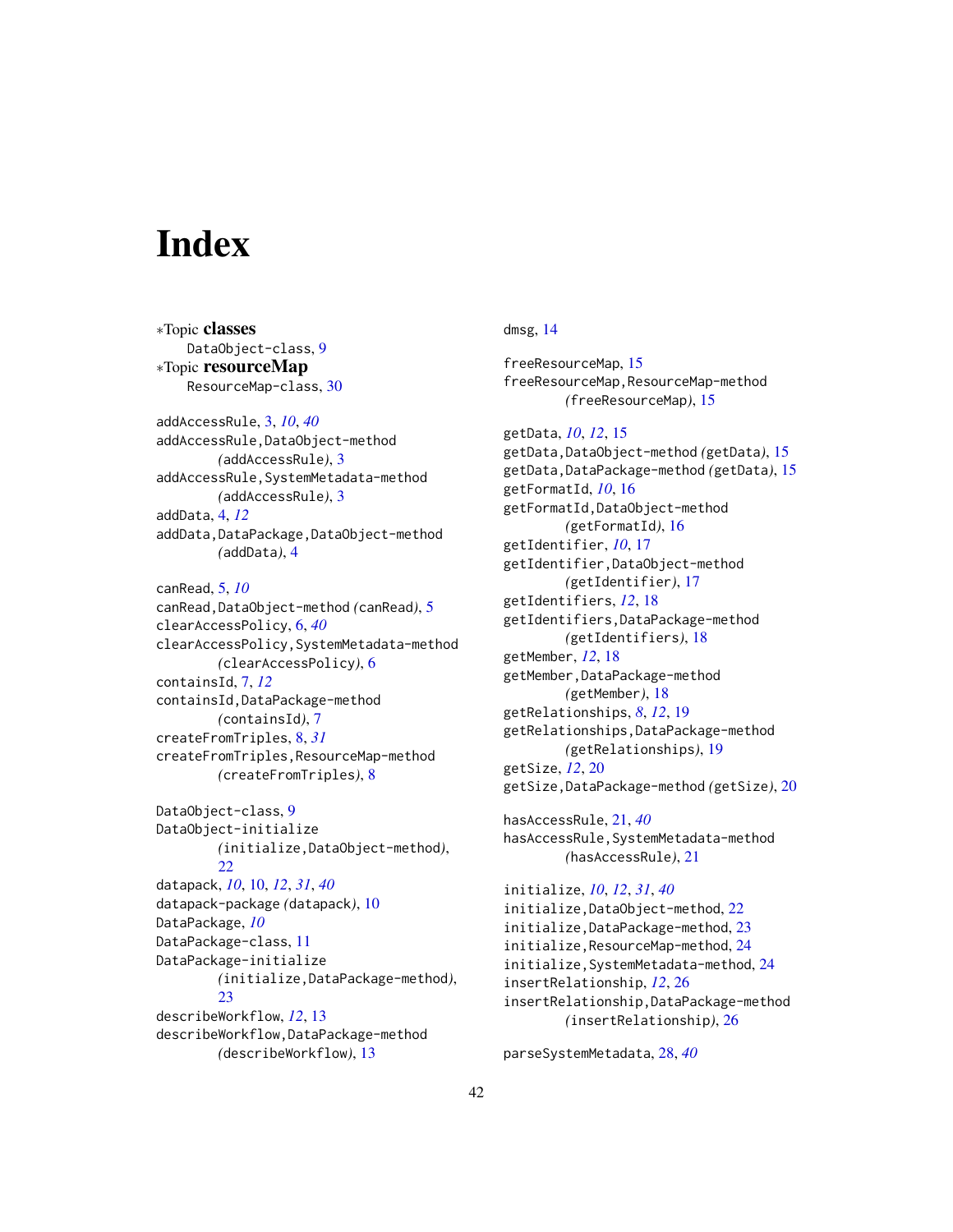# Index

∗Topic **classes**
DataObject-class, 9
∗Topic **resourceMap**
ResourceMap-class, 30

addAccessRule, 3, *10*, *40*
addAccessRule,DataObject-method *(addAccessRule)*, 3
addAccessRule,SystemMetadata-method *(addAccessRule)*, 3
addData, 4, *12*
addData,DataPackage,DataObject-method *(addData)*, 4

canRead, 5, *10*
canRead,DataObject-method *(canRead)*, 5
clearAccessPolicy, 6, *40*
clearAccessPolicy,SystemMetadata-method *(clearAccessPolicy)*, 6
containsId, 7, *12*
containsId,DataPackage-method *(containsId)*, 7
createFromTriples, 8, *31*
createFromTriples,ResourceMap-method *(createFromTriples)*, 8

DataObject-class, 9
DataObject-initialize *(initialize,DataObject-method)*, 22
datapack, *10*, 10, *12*, *31*, *40*
datapack-package *(datapack)*, 10
DataPackage, *10*
DataPackage-class, 11
DataPackage-initialize *(initialize,DataPackage-method)*, 23
describeWorkflow, *12*, 13
describeWorkflow,DataPackage-method *(describeWorkflow)*, 13
dmsg, 14

freeResourceMap, 15
freeResourceMap,ResourceMap-method *(freeResourceMap)*, 15

getData, *10*, *12*, 15
getData,DataObject-method *(getData)*, 15
getData,DataPackage-method *(getData)*, 15
getFormatId, *10*, 16
getFormatId,DataObject-method *(getFormatId)*, 16
getIdentifier, *10*, 17
getIdentifier,DataObject-method *(getIdentifier)*, 17
getIdentifiers, *12*, 18
getIdentifiers,DataPackage-method *(getIdentifiers)*, 18
getMember, *12*, 18
getMember,DataPackage-method *(getMember)*, 18
getRelationships, *8*, *12*, 19
getRelationships,DataPackage-method *(getRelationships)*, 19
getSize, *12*, 20
getSize,DataPackage-method *(getSize)*, 20

hasAccessRule, 21, *40*
hasAccessRule,SystemMetadata-method *(hasAccessRule)*, 21

initialize, *10*, *12*, *31*, *40*
initialize,DataObject-method, 22
initialize,DataPackage-method, 23
initialize,ResourceMap-method, 24
initialize,SystemMetadata-method, 24
insertRelationship, *12*, 26
insertRelationship,DataPackage-method *(insertRelationship)*, 26

parseSystemMetadata, 28, *40*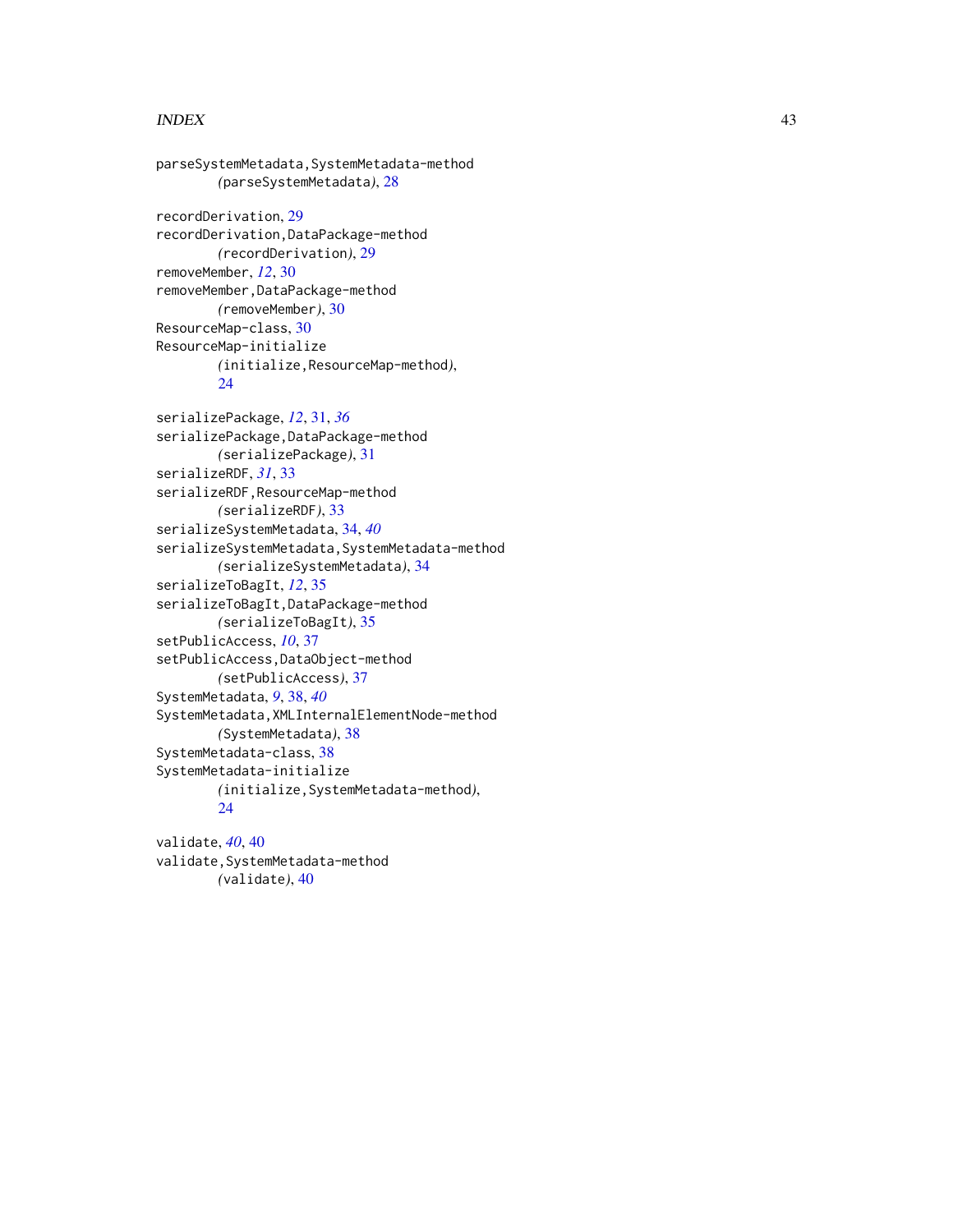parseSystemMetadata,SystemMetadata-method
        *(*parseSystemMetadata*)*, 28

recordDerivation, 29
recordDerivation,DataPackage-method
        *(*recordDerivation*)*, 29
removeMember, *12*, 30
removeMember,DataPackage-method
        *(*removeMember*)*, 30
ResourceMap-class, 30
ResourceMap-initialize
        *(*initialize,ResourceMap-method*)*,
        24

serializePackage, *12*, 31, *36*
serializePackage,DataPackage-method
        *(*serializePackage*)*, 31
serializeRDF, *31*, 33
serializeRDF,ResourceMap-method
        *(*serializeRDF*)*, 33
serializeSystemMetadata, 34, *40*
serializeSystemMetadata,SystemMetadata-method
        *(*serializeSystemMetadata*)*, 34
serializeToBagIt, *12*, 35
serializeToBagIt,DataPackage-method
        *(*serializeToBagIt*)*, 35
setPublicAccess, *10*, 37
setPublicAccess,DataObject-method
        *(*setPublicAccess*)*, 37
SystemMetadata, *9*, 38, *40*
SystemMetadata,XMLInternalElementNode-method
        *(*SystemMetadata*)*, 38
SystemMetadata-class, 38
SystemMetadata-initialize
        *(*initialize,SystemMetadata-method*)*,
        24

validate, *40*, 40
validate,SystemMetadata-method
        *(*validate*)*, 40